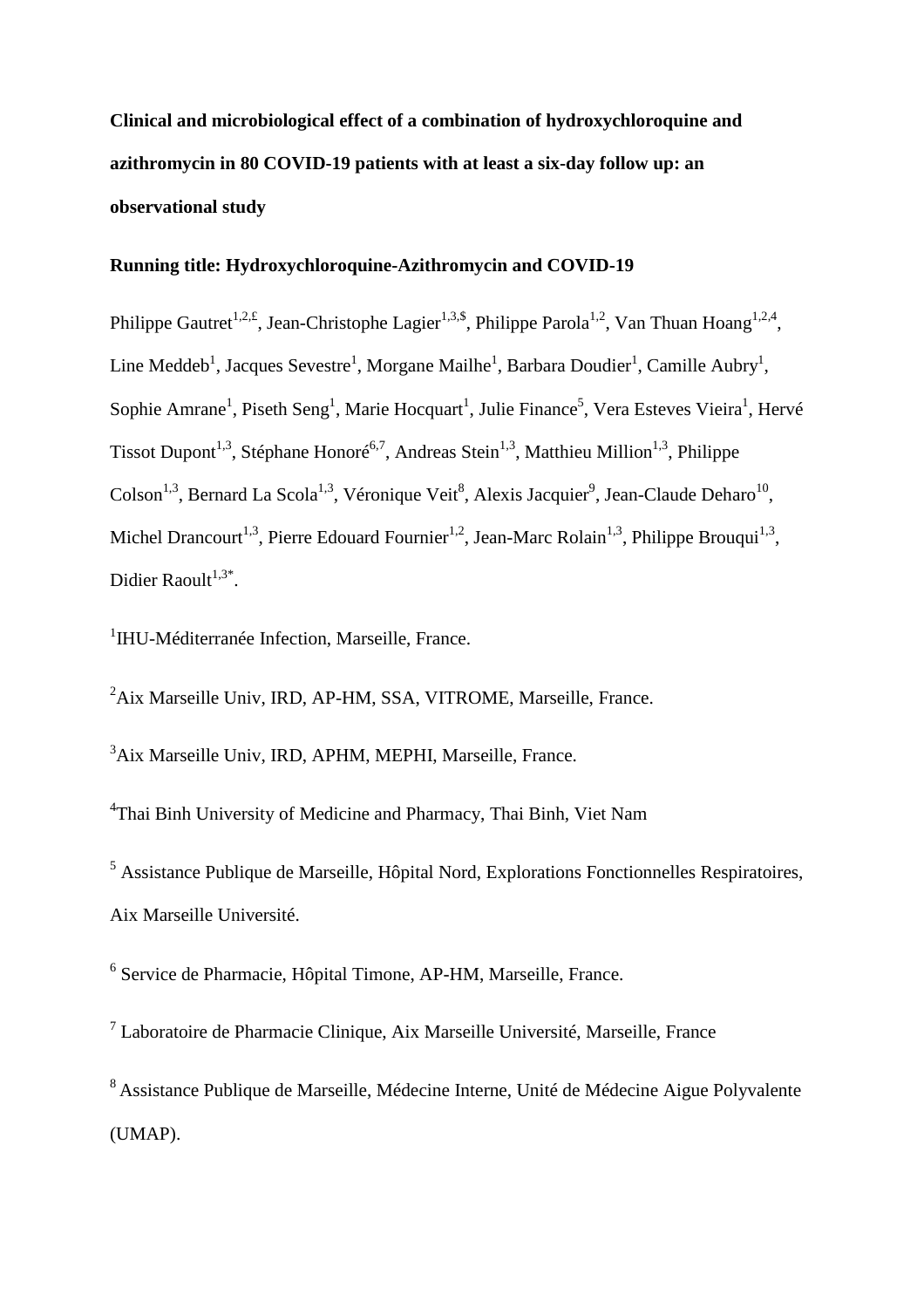**Clinical and microbiological effect of a combination of hydroxychloroquine and azithromycin in 80 COVID-19 patients with at least a six-day follow up: an observational study**

**Running title: Hydroxychloroquine-Azithromycin and COVID-19**

Philippe Gautret[1,2,£], Jean-Christophe Lagier[1,3,$], Philippe Parola[1,2], Van Thuan Hoang[1,2,4], Line Meddeb[1], Jacques Sevestre[1], Morgane Mailhe[1], Barbara Doudier[1], Camille Aubry[1], Sophie Amrane[1], Piseth Seng[1], Marie Hocquart[1], Julie Finance[5], Vera Esteves Vieira[1], Hervé Tissot Dupont[1,3], Stéphane Honoré[6,7], Andreas Stein[1,3], Matthieu Million[1,3], Philippe Colson[1,3], Bernard La Scola[1,3], Véronique Veit[8], Alexis Jacquier[9], Jean-Claude Deharo[10], Michel Drancourt[1,3], Pierre Edouard Fournier[1,2], Jean-Marc Rolain[1,3], Philippe Brouqui[1,3], Didier Raoult[1,3*].

[1]IHU-Méditerranée Infection, Marseille, France.

[2]Aix Marseille Univ, IRD, AP-HM, SSA, VITROME, Marseille, France.

[3]Aix Marseille Univ, IRD, APHM, MEPHI, Marseille, France.

[4]Thai Binh University of Medicine and Pharmacy, Thai Binh, Viet Nam

[5] Assistance Publique de Marseille, Hôpital Nord, Explorations Fonctionnelles Respiratoires, Aix Marseille Université.

[6] Service de Pharmacie, Hôpital Timone, AP-HM, Marseille, France.

[7] Laboratoire de Pharmacie Clinique, Aix Marseille Université, Marseille, France

[8] Assistance Publique de Marseille, Médecine Interne, Unité de Médecine Aigue Polyvalente (UMAP).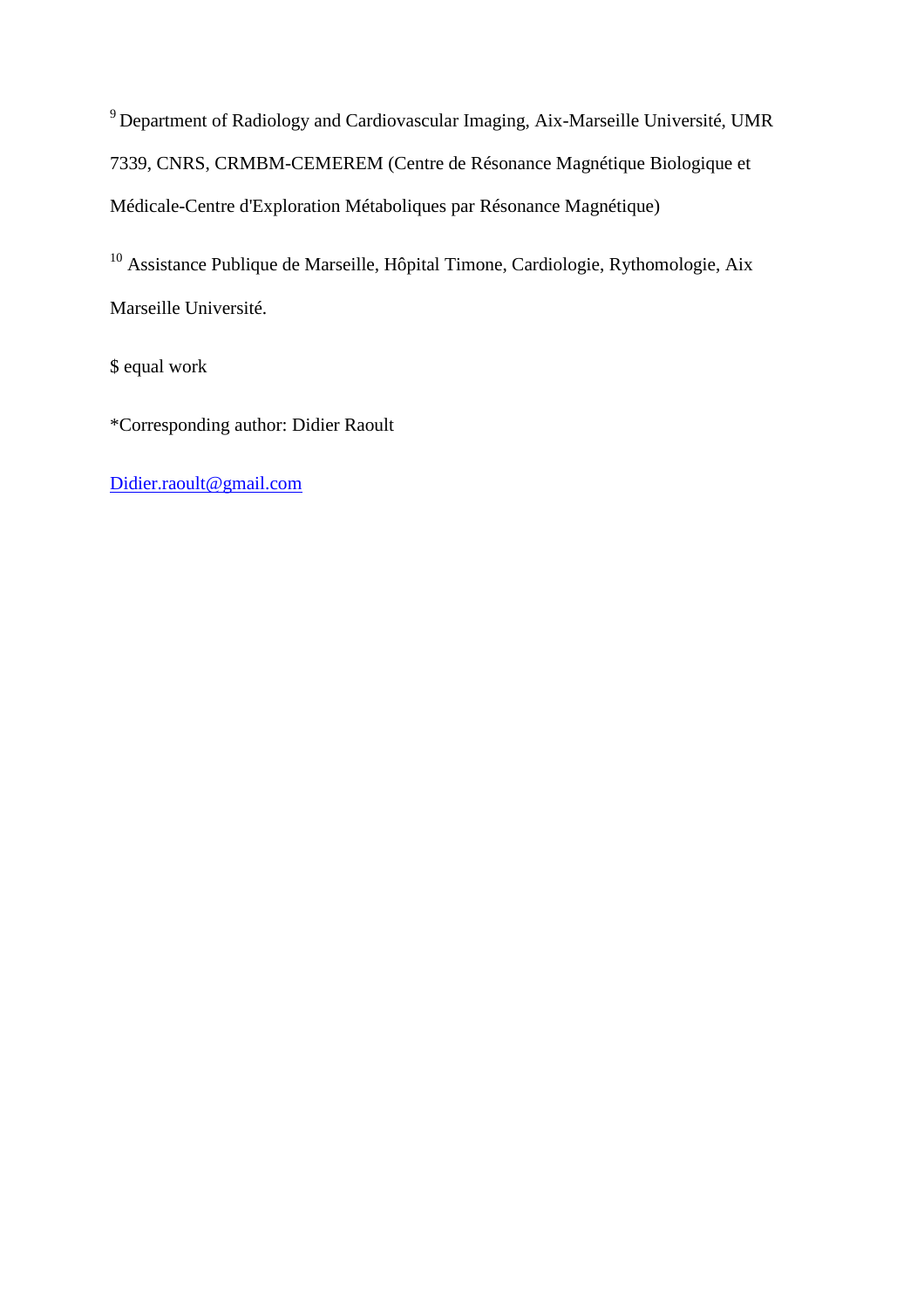[9] Department of Radiology and Cardiovascular Imaging, Aix-Marseille Université, UMR 7339, CNRS, CRMBM-CEMEREM (Centre de Résonance Magnétique Biologique et Médicale-Centre d'Exploration Métaboliques par Résonance Magnétique)

[10] Assistance Publique de Marseille, Hôpital Timone, Cardiologie, Rythomologie, Aix Marseille Université.

$ equal work

*Corresponding author: Didier Raoult

Didier.raoult@gmail.com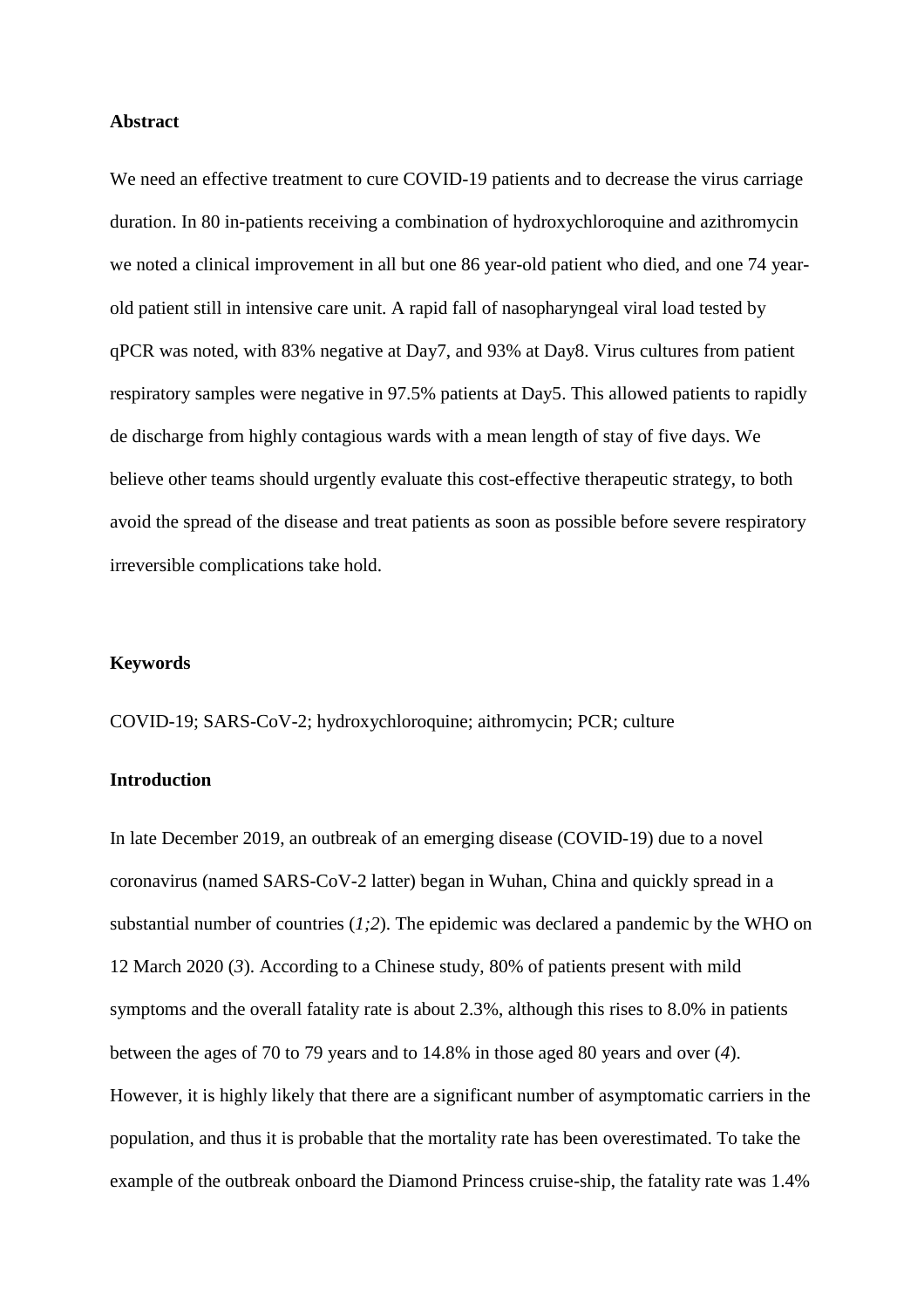**Abstract**

We need an effective treatment to cure COVID-19 patients and to decrease the virus carriage duration. In 80 in-patients receiving a combination of hydroxychloroquine and azithromycin we noted a clinical improvement in all but one 86 year-old patient who died, and one 74 year-old patient still in intensive care unit. A rapid fall of nasopharyngeal viral load tested by qPCR was noted, with 83% negative at Day7, and 93% at Day8. Virus cultures from patient respiratory samples were negative in 97.5% patients at Day5. This allowed patients to rapidly de discharge from highly contagious wards with a mean length of stay of five days. We believe other teams should urgently evaluate this cost-effective therapeutic strategy, to both avoid the spread of the disease and treat patients as soon as possible before severe respiratory irreversible complications take hold.

**Keywords**

COVID-19; SARS-CoV-2; hydroxychloroquine; aithromycin; PCR; culture

**Introduction**

In late December 2019, an outbreak of an emerging disease (COVID-19) due to a novel coronavirus (named SARS-CoV-2 latter) began in Wuhan, China and quickly spread in a substantial number of countries (*1;2*). The epidemic was declared a pandemic by the WHO on 12 March 2020 (*3*). According to a Chinese study, 80% of patients present with mild symptoms and the overall fatality rate is about 2.3%, although this rises to 8.0% in patients between the ages of 70 to 79 years and to 14.8% in those aged 80 years and over (*4*). However, it is highly likely that there are a significant number of asymptomatic carriers in the population, and thus it is probable that the mortality rate has been overestimated. To take the example of the outbreak onboard the Diamond Princess cruise-ship, the fatality rate was 1.4%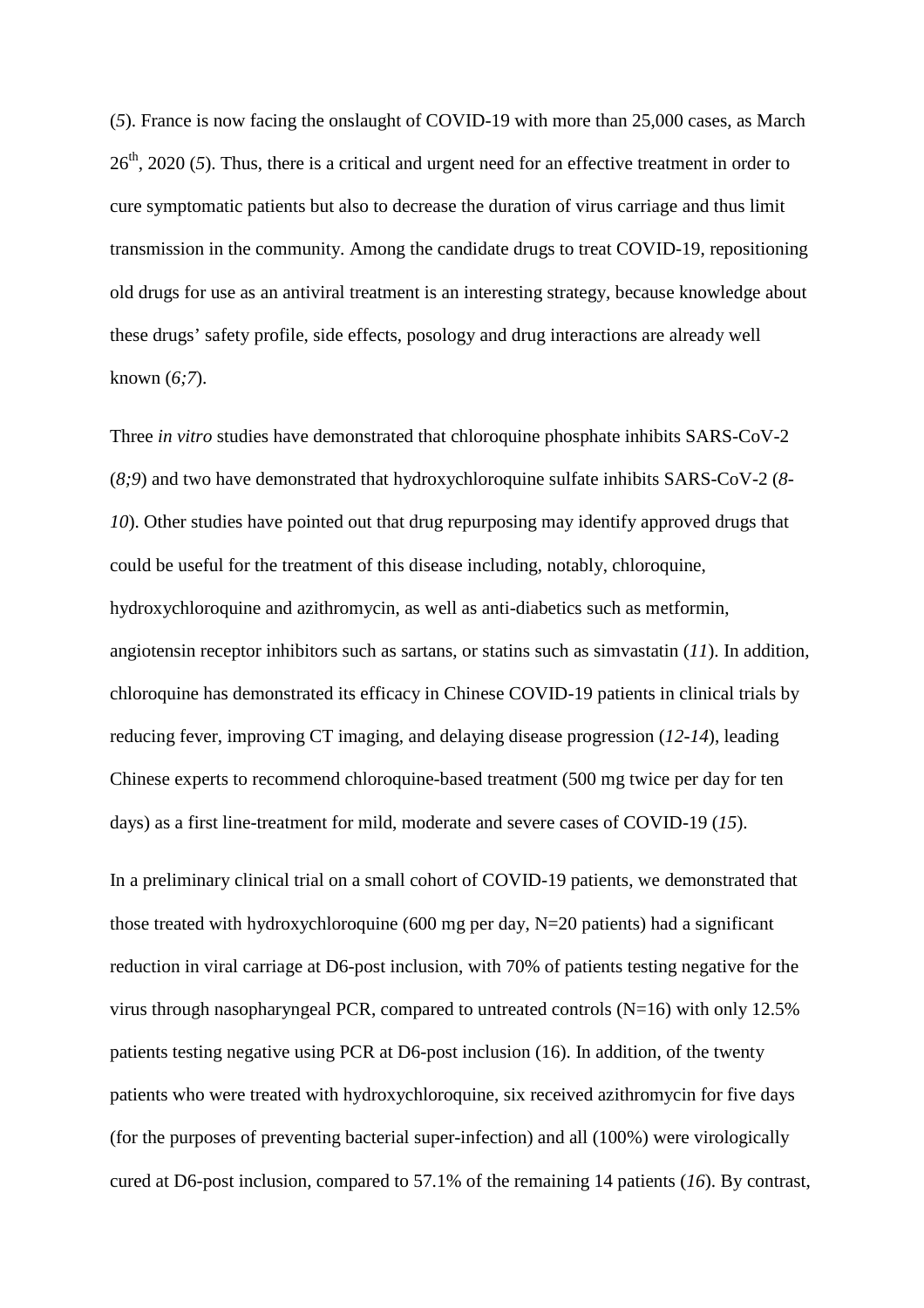(*5*). France is now facing the onslaught of COVID-19 with more than 25,000 cases, as March $26^{th}$, 2020 (*5*). Thus, there is a critical and urgent need for an effective treatment in order to cure symptomatic patients but also to decrease the duration of virus carriage and thus limit transmission in the community. Among the candidate drugs to treat COVID-19, repositioning old drugs for use as an antiviral treatment is an interesting strategy, because knowledge about these drugs' safety profile, side effects, posology and drug interactions are already well known (*6;7*).

Three *in vitro* studies have demonstrated that chloroquine phosphate inhibits SARS-CoV-2 (*8;9*) and two have demonstrated that hydroxychloroquine sulfate inhibits SARS-CoV-2 (*8-10*). Other studies have pointed out that drug repurposing may identify approved drugs that could be useful for the treatment of this disease including, notably, chloroquine, hydroxychloroquine and azithromycin, as well as anti-diabetics such as metformin, angiotensin receptor inhibitors such as sartans, or statins such as simvastatin (*11*). In addition, chloroquine has demonstrated its efficacy in Chinese COVID-19 patients in clinical trials by reducing fever, improving CT imaging, and delaying disease progression (*12-14*), leading Chinese experts to recommend chloroquine-based treatment (500 mg twice per day for ten days) as a first line-treatment for mild, moderate and severe cases of COVID-19 (*15*).

In a preliminary clinical trial on a small cohort of COVID-19 patients, we demonstrated that those treated with hydroxychloroquine (600 mg per day, N=20 patients) had a significant reduction in viral carriage at D6-post inclusion, with 70% of patients testing negative for the virus through nasopharyngeal PCR, compared to untreated controls (N=16) with only 12.5% patients testing negative using PCR at D6-post inclusion (16). In addition, of the twenty patients who were treated with hydroxychloroquine, six received azithromycin for five days (for the purposes of preventing bacterial super-infection) and all (100%) were virologically cured at D6-post inclusion, compared to 57.1% of the remaining 14 patients (*16*). By contrast,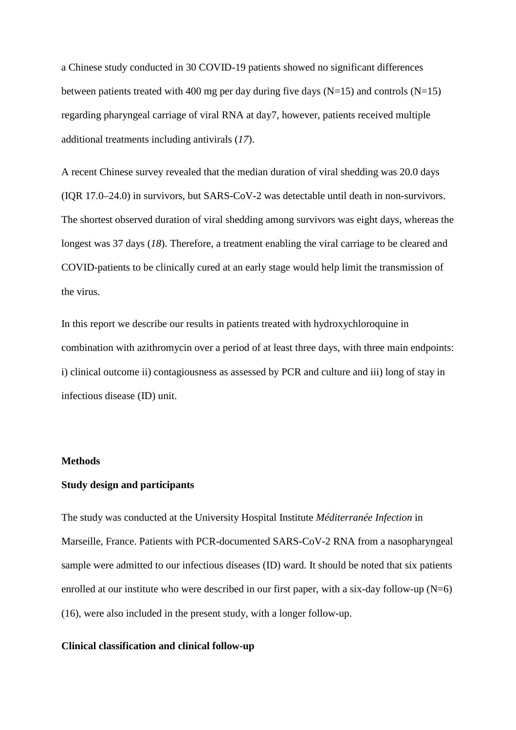a Chinese study conducted in 30 COVID-19 patients showed no significant differences between patients treated with 400 mg per day during five days (N=15) and controls (N=15) regarding pharyngeal carriage of viral RNA at day7, however, patients received multiple additional treatments including antivirals (*17*).

A recent Chinese survey revealed that the median duration of viral shedding was 20.0 days (IQR 17.0–24.0) in survivors, but SARS-CoV-2 was detectable until death in non-survivors. The shortest observed duration of viral shedding among survivors was eight days, whereas the longest was 37 days (*18*). Therefore, a treatment enabling the viral carriage to be cleared and COVID-patients to be clinically cured at an early stage would help limit the transmission of the virus.

In this report we describe our results in patients treated with hydroxychloroquine in combination with azithromycin over a period of at least three days, with three main endpoints: i) clinical outcome ii) contagiousness as assessed by PCR and culture and iii) long of stay in infectious disease (ID) unit.

## Methods

### Study design and participants

The study was conducted at the University Hospital Institute *Méditerranée Infection* in Marseille, France. Patients with PCR-documented SARS-CoV-2 RNA from a nasopharyngeal sample were admitted to our infectious diseases (ID) ward. It should be noted that six patients enrolled at our institute who were described in our first paper, with a six-day follow-up (N=6) (16), were also included in the present study, with a longer follow-up.

### Clinical classification and clinical follow-up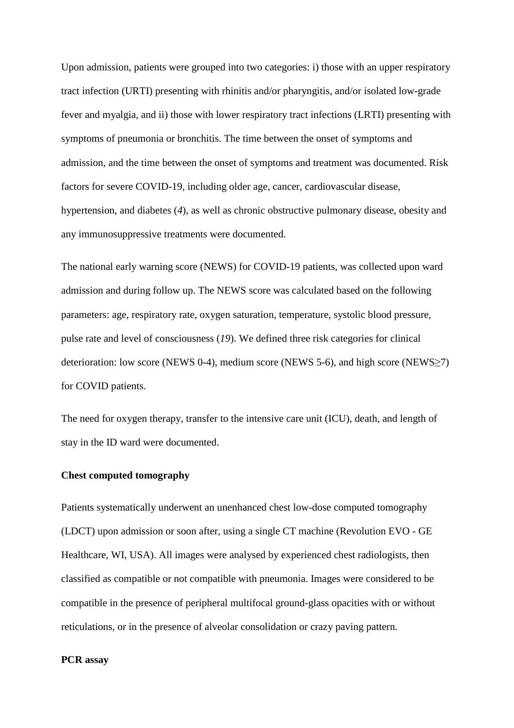Upon admission, patients were grouped into two categories: i) those with an upper respiratory tract infection (URTI) presenting with rhinitis and/or pharyngitis, and/or isolated low-grade fever and myalgia, and ii) those with lower respiratory tract infections (LRTI) presenting with symptoms of pneumonia or bronchitis. The time between the onset of symptoms and admission, and the time between the onset of symptoms and treatment was documented. Risk factors for severe COVID-19, including older age, cancer, cardiovascular disease, hypertension, and diabetes (*4*), as well as chronic obstructive pulmonary disease, obesity and any immunosuppressive treatments were documented.

The national early warning score (NEWS) for COVID-19 patients, was collected upon ward admission and during follow up. The NEWS score was calculated based on the following parameters: age, respiratory rate, oxygen saturation, temperature, systolic blood pressure, pulse rate and level of consciousness (*19*). We defined three risk categories for clinical deterioration: low score (NEWS 0-4), medium score (NEWS 5-6), and high score (NEWS≥7) for COVID patients.

The need for oxygen therapy, transfer to the intensive care unit (ICU), death, and length of stay in the ID ward were documented.

**Chest computed tomography**

Patients systematically underwent an unenhanced chest low-dose computed tomography (LDCT) upon admission or soon after, using a single CT machine (Revolution EVO - GE Healthcare, WI, USA). All images were analysed by experienced chest radiologists, then classified as compatible or not compatible with pneumonia. Images were considered to be compatible in the presence of peripheral multifocal ground-glass opacities with or without reticulations, or in the presence of alveolar consolidation or crazy paving pattern.

**PCR assay**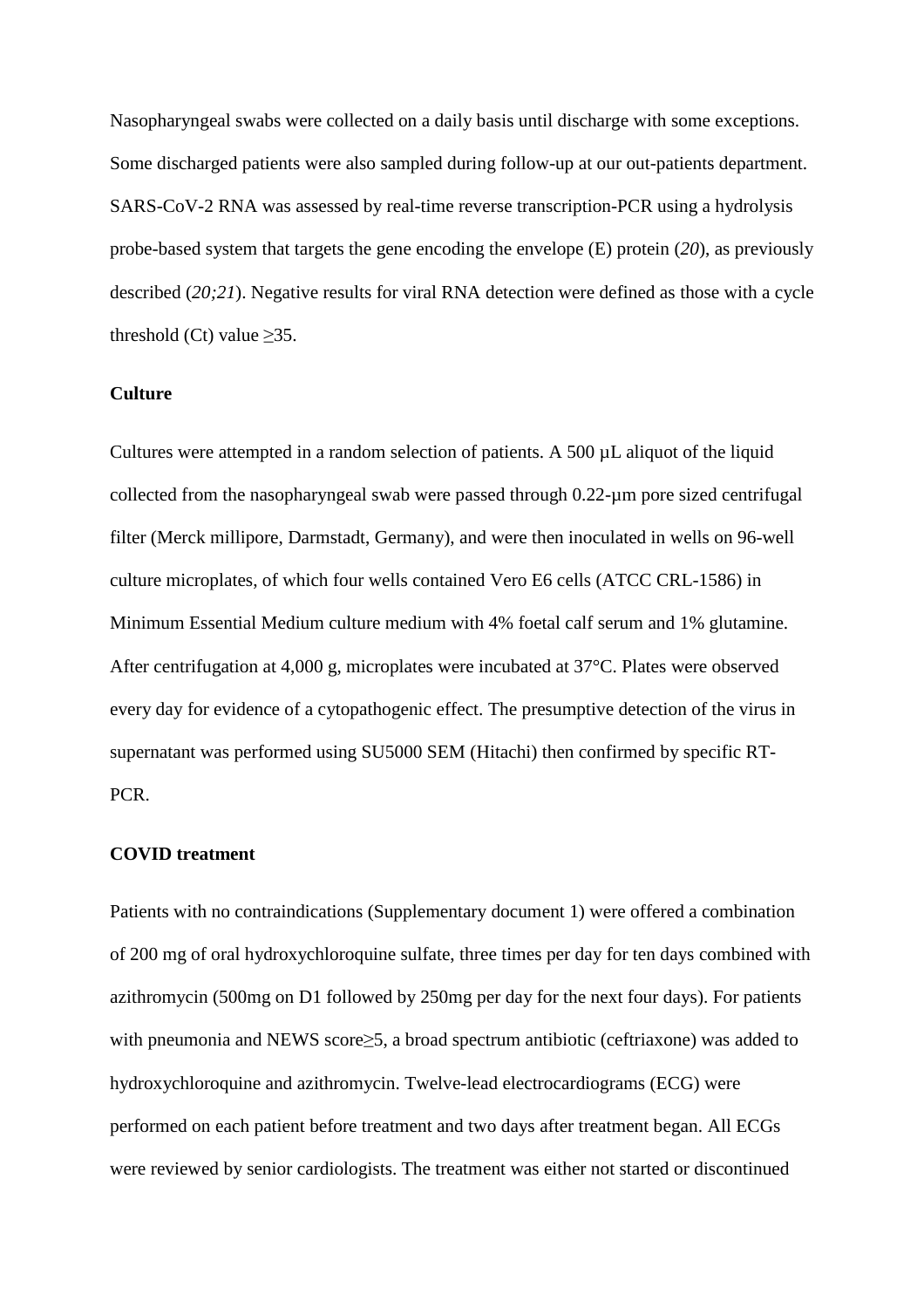Nasopharyngeal swabs were collected on a daily basis until discharge with some exceptions. Some discharged patients were also sampled during follow-up at our out-patients department. SARS-CoV-2 RNA was assessed by real-time reverse transcription-PCR using a hydrolysis probe-based system that targets the gene encoding the envelope (E) protein (*20*), as previously described (*20;21*). Negative results for viral RNA detection were defined as those with a cycle threshold (Ct) value ≥35.

**Culture**

Cultures were attempted in a random selection of patients. A 500 µL aliquot of the liquid collected from the nasopharyngeal swab were passed through 0.22-µm pore sized centrifugal filter (Merck millipore, Darmstadt, Germany), and were then inoculated in wells on 96-well culture microplates, of which four wells contained Vero E6 cells (ATCC CRL-1586) in Minimum Essential Medium culture medium with 4% foetal calf serum and 1% glutamine. After centrifugation at 4,000 g, microplates were incubated at 37°C. Plates were observed every day for evidence of a cytopathogenic effect. The presumptive detection of the virus in supernatant was performed using SU5000 SEM (Hitachi) then confirmed by specific RT-PCR.

**COVID treatment**

Patients with no contraindications (Supplementary document 1) were offered a combination of 200 mg of oral hydroxychloroquine sulfate, three times per day for ten days combined with azithromycin (500mg on D1 followed by 250mg per day for the next four days). For patients with pneumonia and NEWS score≥5, a broad spectrum antibiotic (ceftriaxone) was added to hydroxychloroquine and azithromycin. Twelve-lead electrocardiograms (ECG) were performed on each patient before treatment and two days after treatment began. All ECGs were reviewed by senior cardiologists. The treatment was either not started or discontinued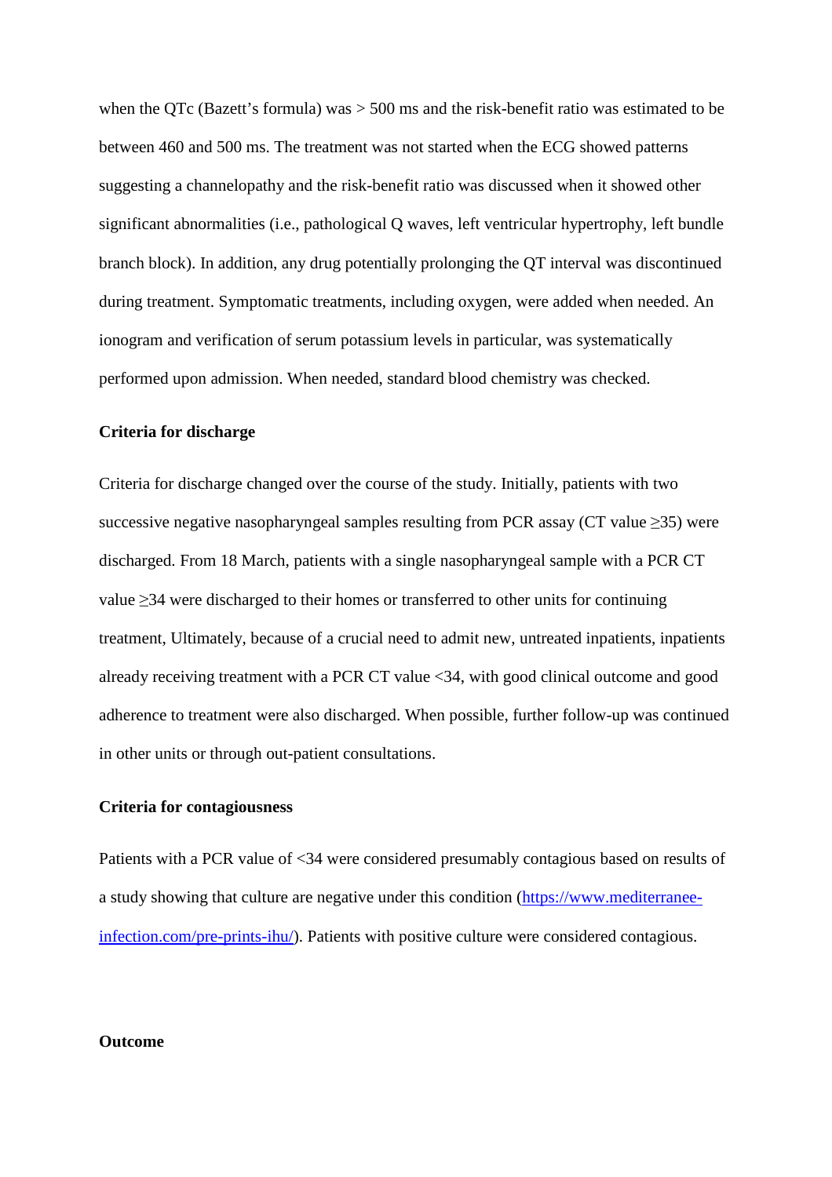when the QTc (Bazett's formula) was > 500 ms and the risk-benefit ratio was estimated to be between 460 and 500 ms. The treatment was not started when the ECG showed patterns suggesting a channelopathy and the risk-benefit ratio was discussed when it showed other significant abnormalities (i.e., pathological Q waves, left ventricular hypertrophy, left bundle branch block). In addition, any drug potentially prolonging the QT interval was discontinued during treatment. Symptomatic treatments, including oxygen, were added when needed. An ionogram and verification of serum potassium levels in particular, was systematically performed upon admission. When needed, standard blood chemistry was checked.

**Criteria for discharge**

Criteria for discharge changed over the course of the study. Initially, patients with two successive negative nasopharyngeal samples resulting from PCR assay (CT value ≥35) were discharged. From 18 March, patients with a single nasopharyngeal sample with a PCR CT value ≥34 were discharged to their homes or transferred to other units for continuing treatment, Ultimately, because of a crucial need to admit new, untreated inpatients, inpatients already receiving treatment with a PCR CT value <34, with good clinical outcome and good adherence to treatment were also discharged. When possible, further follow-up was continued in other units or through out-patient consultations.

**Criteria for contagiousness**

Patients with a PCR value of <34 were considered presumably contagious based on results of a study showing that culture are negative under this condition (https://www.mediterranee-infection.com/pre-prints-ihu/). Patients with positive culture were considered contagious.

**Outcome**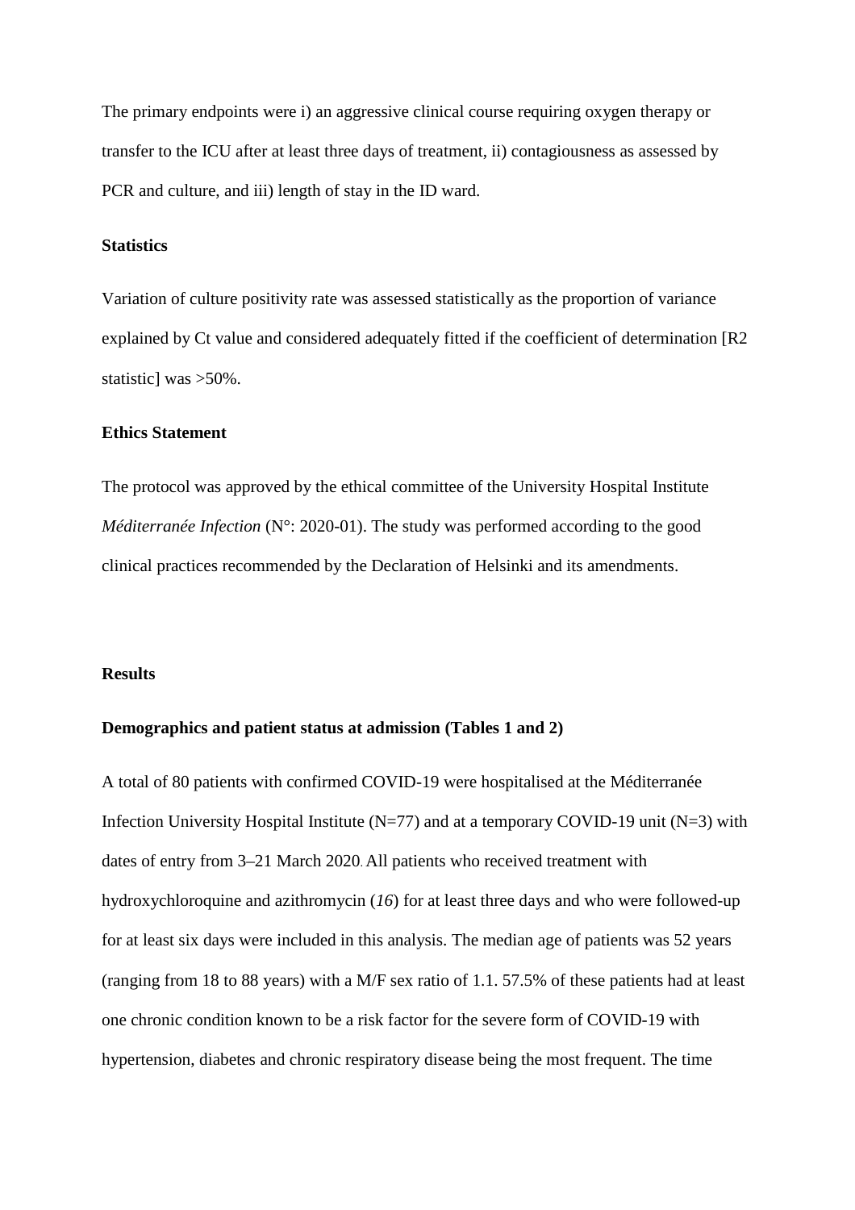The primary endpoints were i) an aggressive clinical course requiring oxygen therapy or transfer to the ICU after at least three days of treatment, ii) contagiousness as assessed by PCR and culture, and iii) length of stay in the ID ward.

### Statistics

Variation of culture positivity rate was assessed statistically as the proportion of variance explained by Ct value and considered adequately fitted if the coefficient of determination [R2 statistic] was >50%.

### Ethics Statement

The protocol was approved by the ethical committee of the University Hospital Institute *Méditerranée Infection* (N°: 2020-01). The study was performed according to the good clinical practices recommended by the Declaration of Helsinki and its amendments.

## Results

### Demographics and patient status at admission (Tables 1 and 2)

A total of 80 patients with confirmed COVID-19 were hospitalised at the Méditerranée Infection University Hospital Institute (N=77) and at a temporary COVID-19 unit (N=3) with dates of entry from 3–21 March 2020. All patients who received treatment with hydroxychloroquine and azithromycin (*16*) for at least three days and who were followed-up for at least six days were included in this analysis. The median age of patients was 52 years (ranging from 18 to 88 years) with a M/F sex ratio of 1.1. 57.5% of these patients had at least one chronic condition known to be a risk factor for the severe form of COVID-19 with hypertension, diabetes and chronic respiratory disease being the most frequent. The time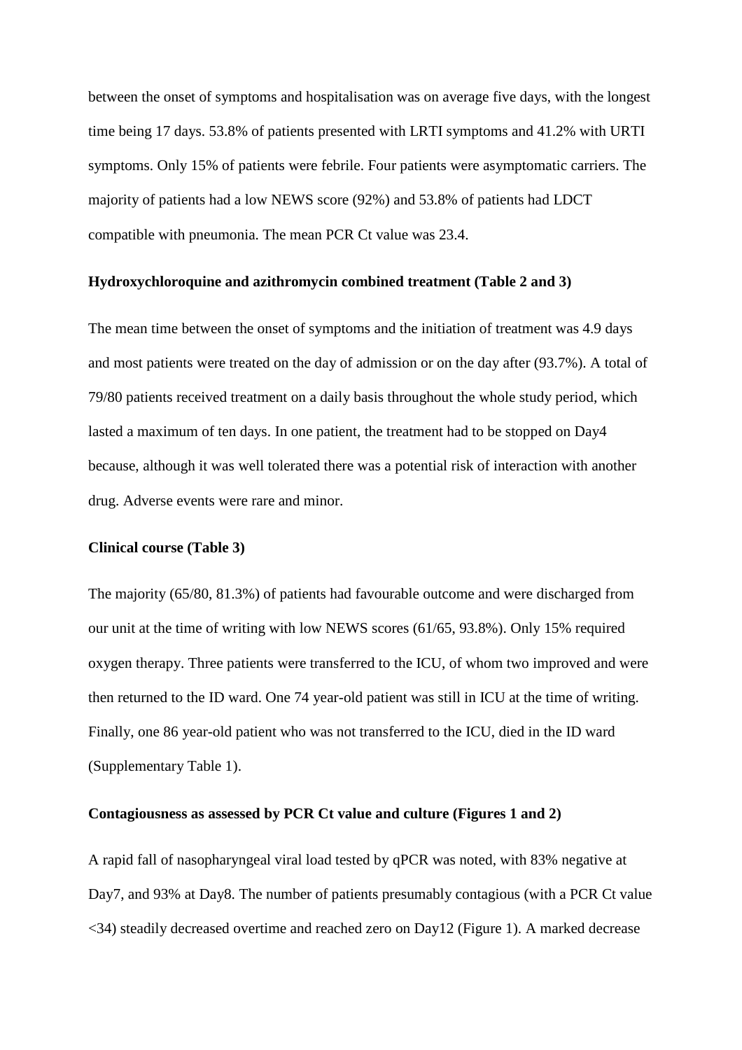between the onset of symptoms and hospitalisation was on average five days, with the longest time being 17 days. 53.8% of patients presented with LRTI symptoms and 41.2% with URTI symptoms. Only 15% of patients were febrile. Four patients were asymptomatic carriers. The majority of patients had a low NEWS score (92%) and 53.8% of patients had LDCT compatible with pneumonia. The mean PCR Ct value was 23.4.

**Hydroxychloroquine and azithromycin combined treatment (Table 2 and 3)**

The mean time between the onset of symptoms and the initiation of treatment was 4.9 days and most patients were treated on the day of admission or on the day after (93.7%). A total of 79/80 patients received treatment on a daily basis throughout the whole study period, which lasted a maximum of ten days. In one patient, the treatment had to be stopped on Day4 because, although it was well tolerated there was a potential risk of interaction with another drug. Adverse events were rare and minor.

**Clinical course (Table 3)**

The majority (65/80, 81.3%) of patients had favourable outcome and were discharged from our unit at the time of writing with low NEWS scores (61/65, 93.8%). Only 15% required oxygen therapy. Three patients were transferred to the ICU, of whom two improved and were then returned to the ID ward. One 74 year-old patient was still in ICU at the time of writing. Finally, one 86 year-old patient who was not transferred to the ICU, died in the ID ward (Supplementary Table 1).

**Contagiousness as assessed by PCR Ct value and culture (Figures 1 and 2)**

A rapid fall of nasopharyngeal viral load tested by qPCR was noted, with 83% negative at Day7, and 93% at Day8. The number of patients presumably contagious (with a PCR Ct value <34) steadily decreased overtime and reached zero on Day12 (Figure 1). A marked decrease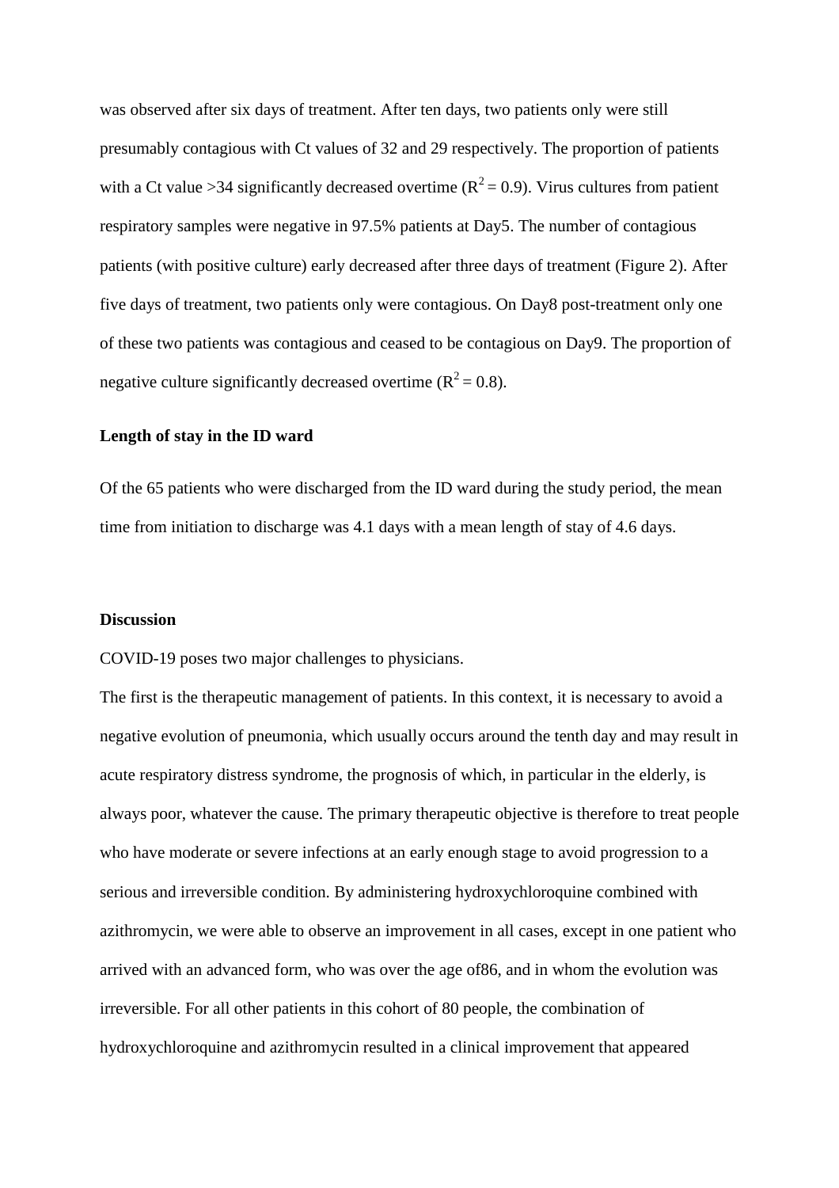was observed after six days of treatment. After ten days, two patients only were still presumably contagious with Ct values of 32 and 29 respectively. The proportion of patients with a Ct value >34 significantly decreased overtime ($R^2 = 0.9$). Virus cultures from patient respiratory samples were negative in 97.5% patients at Day5. The number of contagious patients (with positive culture) early decreased after three days of treatment (Figure 2). After five days of treatment, two patients only were contagious. On Day8 post-treatment only one of these two patients was contagious and ceased to be contagious on Day9. The proportion of negative culture significantly decreased overtime ($R^2 = 0.8$).

**Length of stay in the ID ward**

Of the 65 patients who were discharged from the ID ward during the study period, the mean time from initiation to discharge was 4.1 days with a mean length of stay of 4.6 days.

**Discussion**

COVID-19 poses two major challenges to physicians.

The first is the therapeutic management of patients. In this context, it is necessary to avoid a negative evolution of pneumonia, which usually occurs around the tenth day and may result in acute respiratory distress syndrome, the prognosis of which, in particular in the elderly, is always poor, whatever the cause. The primary therapeutic objective is therefore to treat people who have moderate or severe infections at an early enough stage to avoid progression to a serious and irreversible condition. By administering hydroxychloroquine combined with azithromycin, we were able to observe an improvement in all cases, except in one patient who arrived with an advanced form, who was over the age of86, and in whom the evolution was irreversible. For all other patients in this cohort of 80 people, the combination of hydroxychloroquine and azithromycin resulted in a clinical improvement that appeared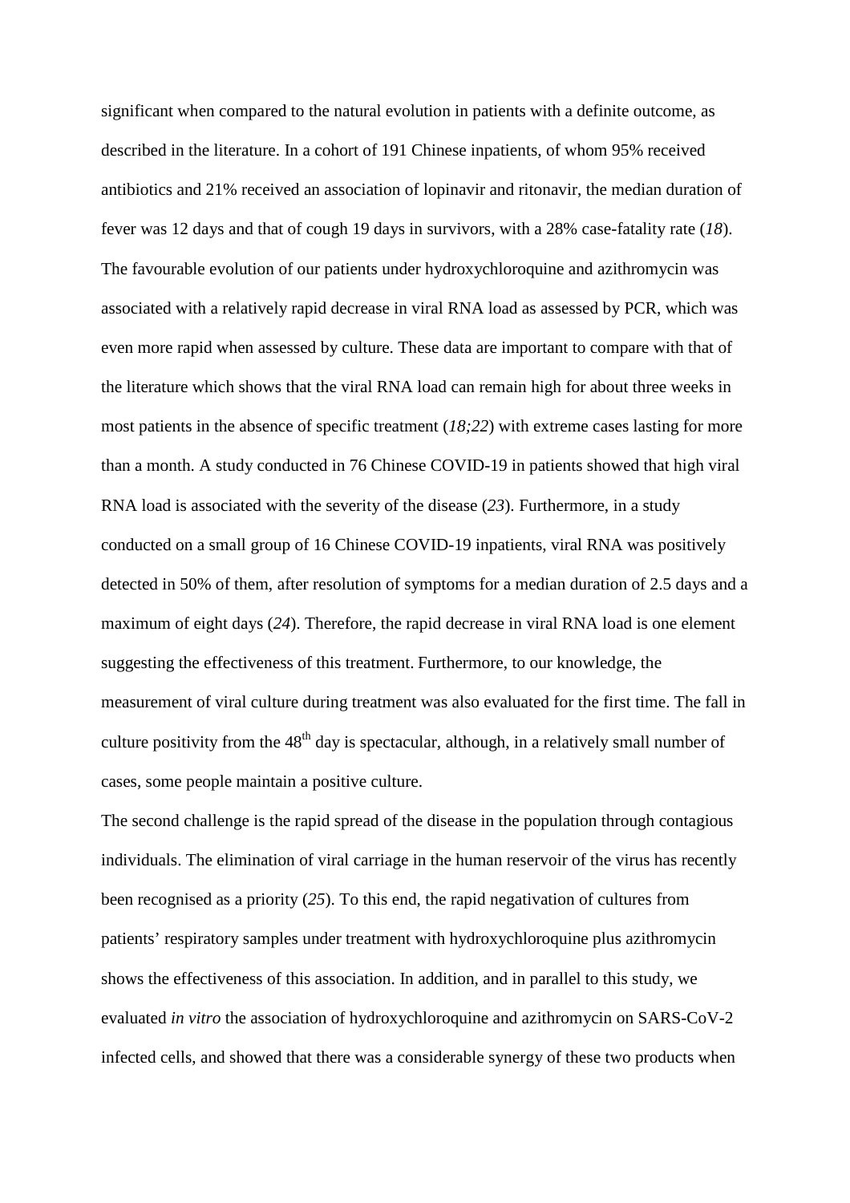significant when compared to the natural evolution in patients with a definite outcome, as described in the literature. In a cohort of 191 Chinese inpatients, of whom 95% received antibiotics and 21% received an association of lopinavir and ritonavir, the median duration of fever was 12 days and that of cough 19 days in survivors, with a 28% case-fatality rate (*18*). The favourable evolution of our patients under hydroxychloroquine and azithromycin was associated with a relatively rapid decrease in viral RNA load as assessed by PCR, which was even more rapid when assessed by culture. These data are important to compare with that of the literature which shows that the viral RNA load can remain high for about three weeks in most patients in the absence of specific treatment (*18;22*) with extreme cases lasting for more than a month. A study conducted in 76 Chinese COVID-19 in patients showed that high viral RNA load is associated with the severity of the disease (*23*). Furthermore, in a study conducted on a small group of 16 Chinese COVID-19 inpatients, viral RNA was positively detected in 50% of them, after resolution of symptoms for a median duration of 2.5 days and a maximum of eight days (*24*). Therefore, the rapid decrease in viral RNA load is one element suggesting the effectiveness of this treatment. Furthermore, to our knowledge, the measurement of viral culture during treatment was also evaluated for the first time. The fall in culture positivity from the 48$^{th}$ day is spectacular, although, in a relatively small number of cases, some people maintain a positive culture.

The second challenge is the rapid spread of the disease in the population through contagious individuals. The elimination of viral carriage in the human reservoir of the virus has recently been recognised as a priority (*25*). To this end, the rapid negativation of cultures from patients' respiratory samples under treatment with hydroxychloroquine plus azithromycin shows the effectiveness of this association. In addition, and in parallel to this study, we evaluated *in vitro* the association of hydroxychloroquine and azithromycin on SARS-CoV-2 infected cells, and showed that there was a considerable synergy of these two products when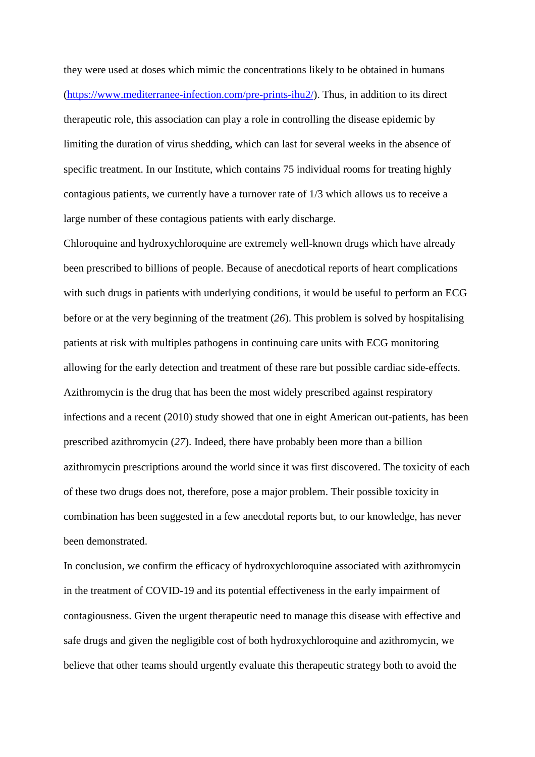they were used at doses which mimic the concentrations likely to be obtained in humans (https://www.mediterranee-infection.com/pre-prints-ihu2/). Thus, in addition to its direct therapeutic role, this association can play a role in controlling the disease epidemic by limiting the duration of virus shedding, which can last for several weeks in the absence of specific treatment. In our Institute, which contains 75 individual rooms for treating highly contagious patients, we currently have a turnover rate of 1/3 which allows us to receive a large number of these contagious patients with early discharge.

Chloroquine and hydroxychloroquine are extremely well-known drugs which have already been prescribed to billions of people. Because of anecdotical reports of heart complications with such drugs in patients with underlying conditions, it would be useful to perform an ECG before or at the very beginning of the treatment (*26*). This problem is solved by hospitalising patients at risk with multiples pathogens in continuing care units with ECG monitoring allowing for the early detection and treatment of these rare but possible cardiac side-effects. Azithromycin is the drug that has been the most widely prescribed against respiratory infections and a recent (2010) study showed that one in eight American out-patients, has been prescribed azithromycin (*27*). Indeed, there have probably been more than a billion azithromycin prescriptions around the world since it was first discovered. The toxicity of each of these two drugs does not, therefore, pose a major problem. Their possible toxicity in combination has been suggested in a few anecdotal reports but, to our knowledge, has never been demonstrated.

In conclusion, we confirm the efficacy of hydroxychloroquine associated with azithromycin in the treatment of COVID-19 and its potential effectiveness in the early impairment of contagiousness. Given the urgent therapeutic need to manage this disease with effective and safe drugs and given the negligible cost of both hydroxychloroquine and azithromycin, we believe that other teams should urgently evaluate this therapeutic strategy both to avoid the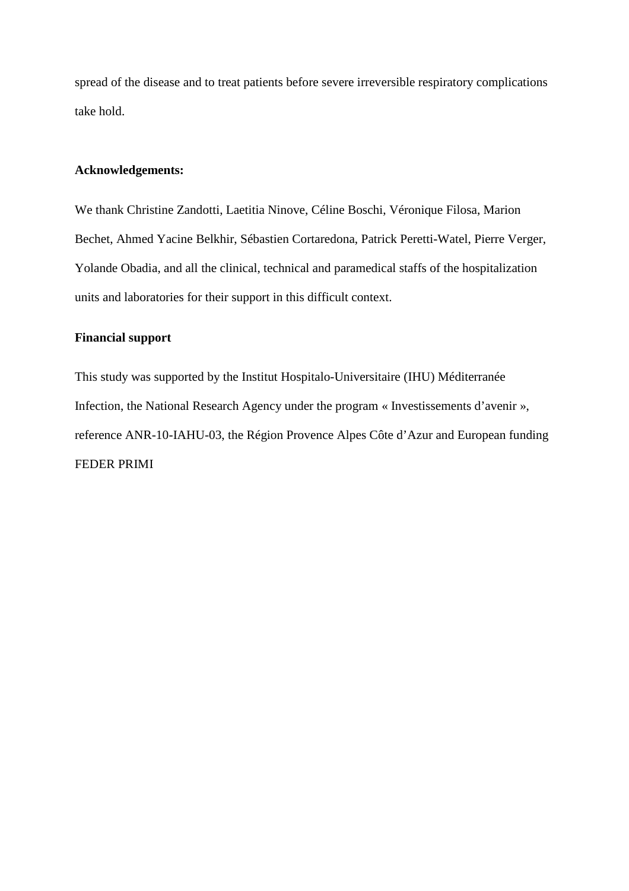spread of the disease and to treat patients before severe irreversible respiratory complications take hold.

**Acknowledgements:**

We thank Christine Zandotti, Laetitia Ninove, Céline Boschi, Véronique Filosa, Marion Bechet, Ahmed Yacine Belkhir, Sébastien Cortaredona, Patrick Peretti-Watel, Pierre Verger, Yolande Obadia, and all the clinical, technical and paramedical staffs of the hospitalization units and laboratories for their support in this difficult context.

**Financial support**

This study was supported by the Institut Hospitalo-Universitaire (IHU) Méditerranée Infection, the National Research Agency under the program « Investissements d'avenir », reference ANR-10-IAHU-03, the Région Provence Alpes Côte d'Azur and European funding FEDER PRIMI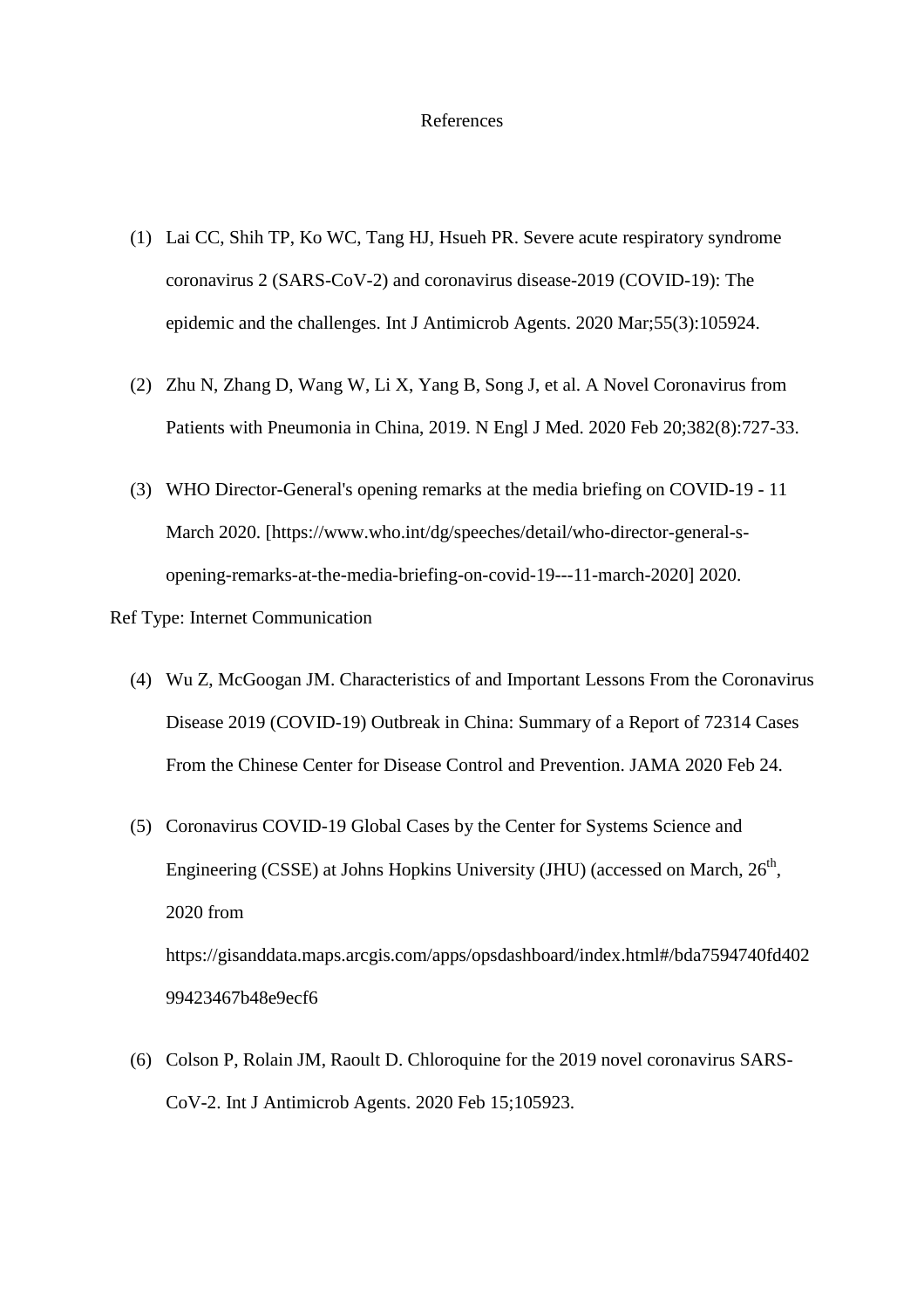# References

(1) Lai CC, Shih TP, Ko WC, Tang HJ, Hsueh PR. Severe acute respiratory syndrome coronavirus 2 (SARS-CoV-2) and coronavirus disease-2019 (COVID-19): The epidemic and the challenges. Int J Antimicrob Agents. 2020 Mar;55(3):105924.

(2) Zhu N, Zhang D, Wang W, Li X, Yang B, Song J, et al. A Novel Coronavirus from Patients with Pneumonia in China, 2019. N Engl J Med. 2020 Feb 20;382(8):727-33.

(3) WHO Director-General's opening remarks at the media briefing on COVID-19 - 11 March 2020. [https://www.who.int/dg/speeches/detail/who-director-general-s-opening-remarks-at-the-media-briefing-on-covid-19---11-march-2020] 2020.

Ref Type: Internet Communication

(4) Wu Z, McGoogan JM. Characteristics of and Important Lessons From the Coronavirus Disease 2019 (COVID-19) Outbreak in China: Summary of a Report of 72314 Cases From the Chinese Center for Disease Control and Prevention. JAMA 2020 Feb 24.

(5) Coronavirus COVID-19 Global Cases by the Center for Systems Science and Engineering (CSSE) at Johns Hopkins University (JHU) (accessed on March, 26th, 2020 from https://gisanddata.maps.arcgis.com/apps/opsdashboard/index.html#/bda7594740fd40299423467b48e9ecf6

(6) Colson P, Rolain JM, Raoult D. Chloroquine for the 2019 novel coronavirus SARS-CoV-2. Int J Antimicrob Agents. 2020 Feb 15;105923.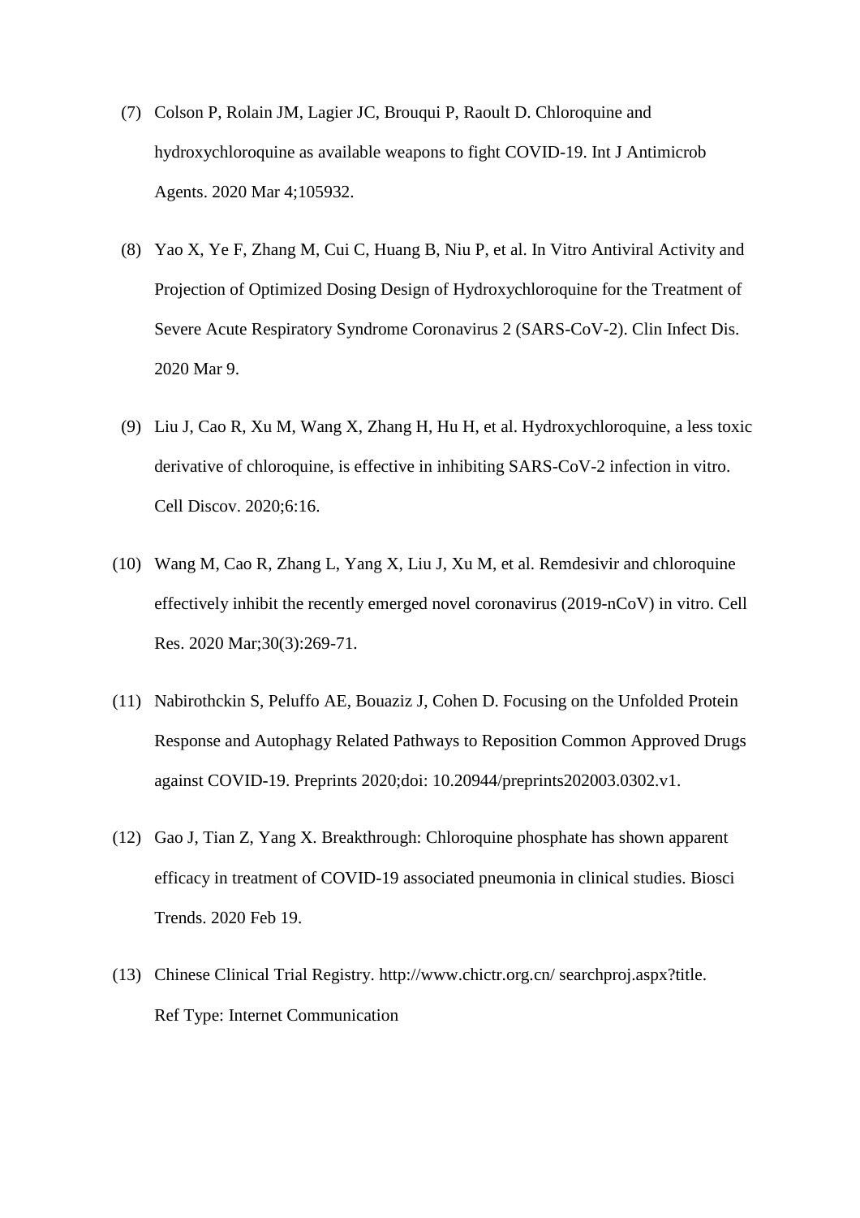(7) Colson P, Rolain JM, Lagier JC, Brouqui P, Raoult D. Chloroquine and hydroxychloroquine as available weapons to fight COVID-19. Int J Antimicrob Agents. 2020 Mar 4;105932.

(8) Yao X, Ye F, Zhang M, Cui C, Huang B, Niu P, et al. In Vitro Antiviral Activity and Projection of Optimized Dosing Design of Hydroxychloroquine for the Treatment of Severe Acute Respiratory Syndrome Coronavirus 2 (SARS-CoV-2). Clin Infect Dis. 2020 Mar 9.

(9) Liu J, Cao R, Xu M, Wang X, Zhang H, Hu H, et al. Hydroxychloroquine, a less toxic derivative of chloroquine, is effective in inhibiting SARS-CoV-2 infection in vitro. Cell Discov. 2020;6:16.

(10) Wang M, Cao R, Zhang L, Yang X, Liu J, Xu M, et al. Remdesivir and chloroquine effectively inhibit the recently emerged novel coronavirus (2019-nCoV) in vitro. Cell Res. 2020 Mar;30(3):269-71.

(11) Nabirothckin S, Peluffo AE, Bouaziz J, Cohen D. Focusing on the Unfolded Protein Response and Autophagy Related Pathways to Reposition Common Approved Drugs against COVID-19. Preprints 2020;doi: 10.20944/preprints202003.0302.v1.

(12) Gao J, Tian Z, Yang X. Breakthrough: Chloroquine phosphate has shown apparent efficacy in treatment of COVID-19 associated pneumonia in clinical studies. Biosci Trends. 2020 Feb 19.

(13) Chinese Clinical Trial Registry. http://www.chictr.org.cn/ searchproj.aspx?title. Ref Type: Internet Communication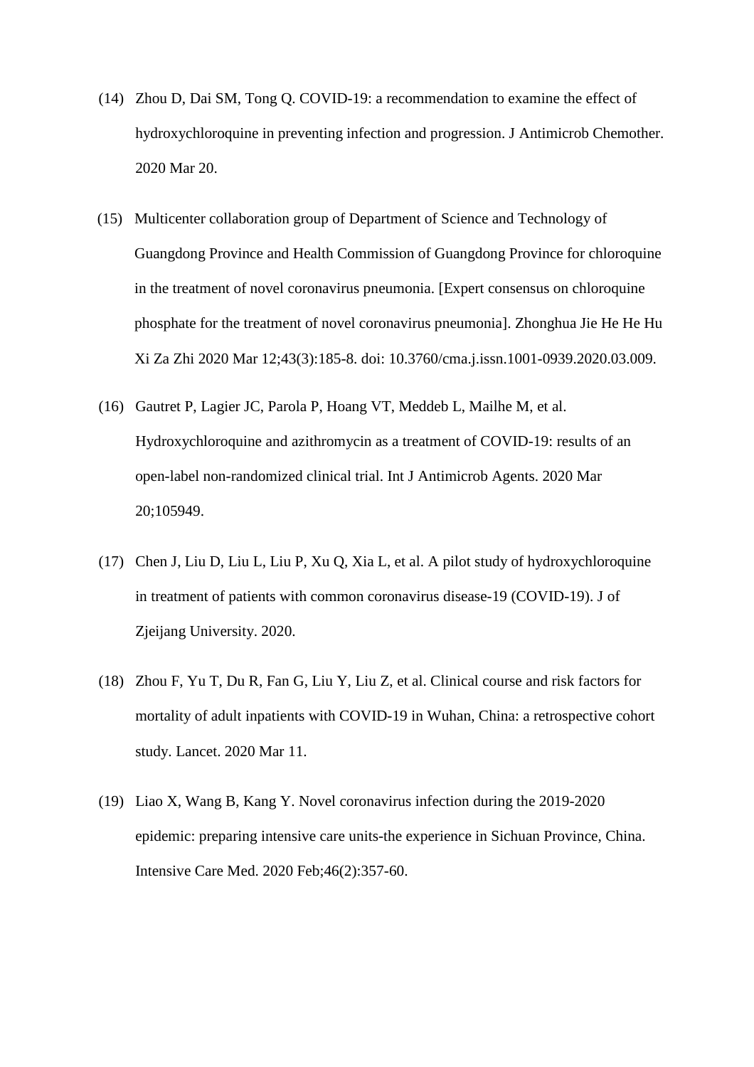(14) Zhou D, Dai SM, Tong Q. COVID-19: a recommendation to examine the effect of hydroxychloroquine in preventing infection and progression. J Antimicrob Chemother. 2020 Mar 20.

(15) Multicenter collaboration group of Department of Science and Technology of Guangdong Province and Health Commission of Guangdong Province for chloroquine in the treatment of novel coronavirus pneumonia. [Expert consensus on chloroquine phosphate for the treatment of novel coronavirus pneumonia]. Zhonghua Jie He He Hu Xi Za Zhi 2020 Mar 12;43(3):185-8. doi: 10.3760/cma.j.issn.1001-0939.2020.03.009.

(16) Gautret P, Lagier JC, Parola P, Hoang VT, Meddeb L, Mailhe M, et al. Hydroxychloroquine and azithromycin as a treatment of COVID-19: results of an open-label non-randomized clinical trial. Int J Antimicrob Agents. 2020 Mar 20;105949.

(17) Chen J, Liu D, Liu L, Liu P, Xu Q, Xia L, et al. A pilot study of hydroxychloroquine in treatment of patients with common coronavirus disease-19 (COVID-19). J of Zjeijang University. 2020.

(18) Zhou F, Yu T, Du R, Fan G, Liu Y, Liu Z, et al. Clinical course and risk factors for mortality of adult inpatients with COVID-19 in Wuhan, China: a retrospective cohort study. Lancet. 2020 Mar 11.

(19) Liao X, Wang B, Kang Y. Novel coronavirus infection during the 2019-2020 epidemic: preparing intensive care units-the experience in Sichuan Province, China. Intensive Care Med. 2020 Feb;46(2):357-60.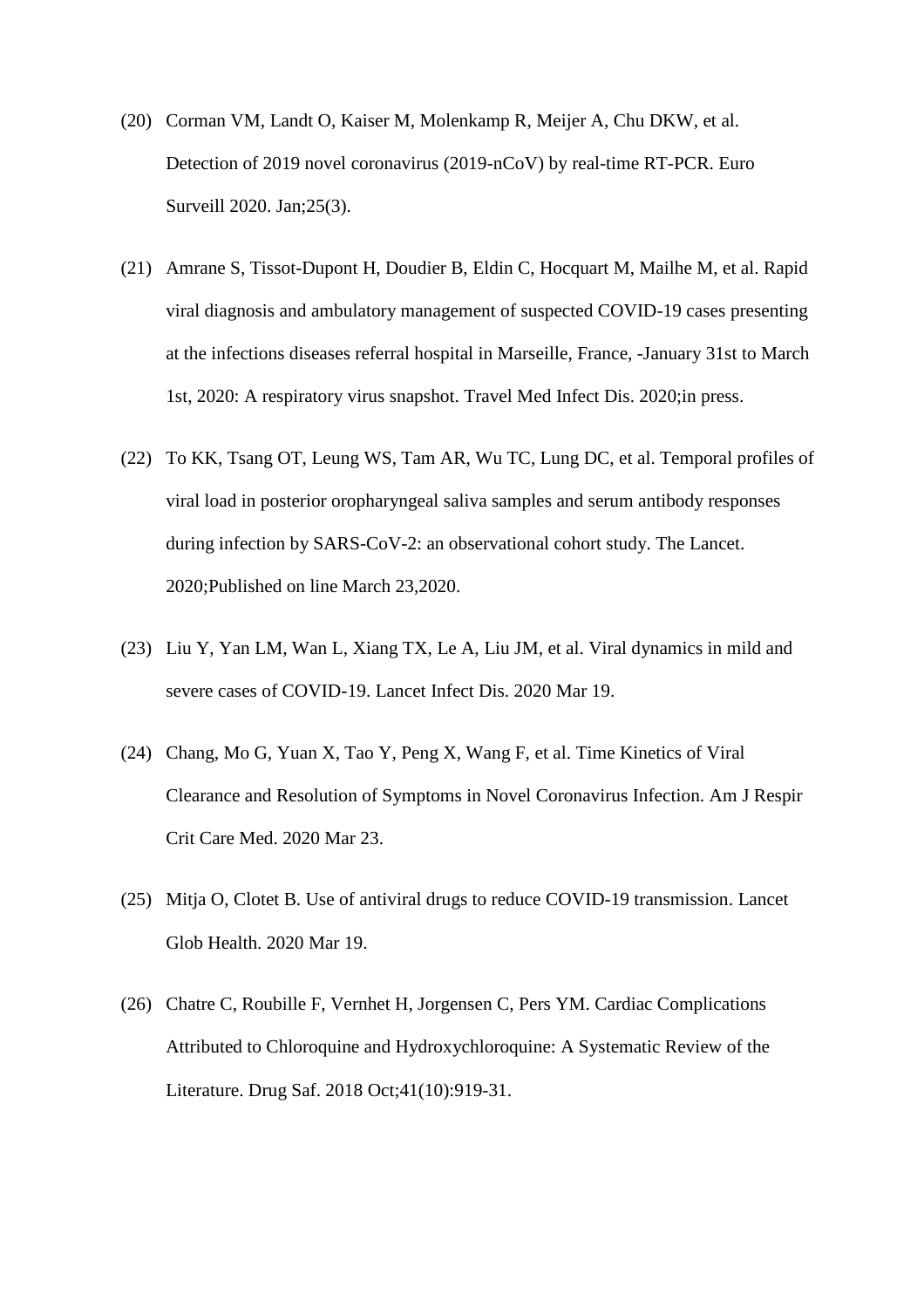(20) Corman VM, Landt O, Kaiser M, Molenkamp R, Meijer A, Chu DKW, et al. Detection of 2019 novel coronavirus (2019-nCoV) by real-time RT-PCR. Euro Surveill 2020. Jan;25(3).

(21) Amrane S, Tissot-Dupont H, Doudier B, Eldin C, Hocquart M, Mailhe M, et al. Rapid viral diagnosis and ambulatory management of suspected COVID-19 cases presenting at the infections diseases referral hospital in Marseille, France, -January 31st to March 1st, 2020: A respiratory virus snapshot. Travel Med Infect Dis. 2020;in press.

(22) To KK, Tsang OT, Leung WS, Tam AR, Wu TC, Lung DC, et al. Temporal profiles of viral load in posterior oropharyngeal saliva samples and serum antibody responses during infection by SARS-CoV-2: an observational cohort study. The Lancet. 2020;Published on line March 23,2020.

(23) Liu Y, Yan LM, Wan L, Xiang TX, Le A, Liu JM, et al. Viral dynamics in mild and severe cases of COVID-19. Lancet Infect Dis. 2020 Mar 19.

(24) Chang, Mo G, Yuan X, Tao Y, Peng X, Wang F, et al. Time Kinetics of Viral Clearance and Resolution of Symptoms in Novel Coronavirus Infection. Am J Respir Crit Care Med. 2020 Mar 23.

(25) Mitja O, Clotet B. Use of antiviral drugs to reduce COVID-19 transmission. Lancet Glob Health. 2020 Mar 19.

(26) Chatre C, Roubille F, Vernhet H, Jorgensen C, Pers YM. Cardiac Complications Attributed to Chloroquine and Hydroxychloroquine: A Systematic Review of the Literature. Drug Saf. 2018 Oct;41(10):919-31.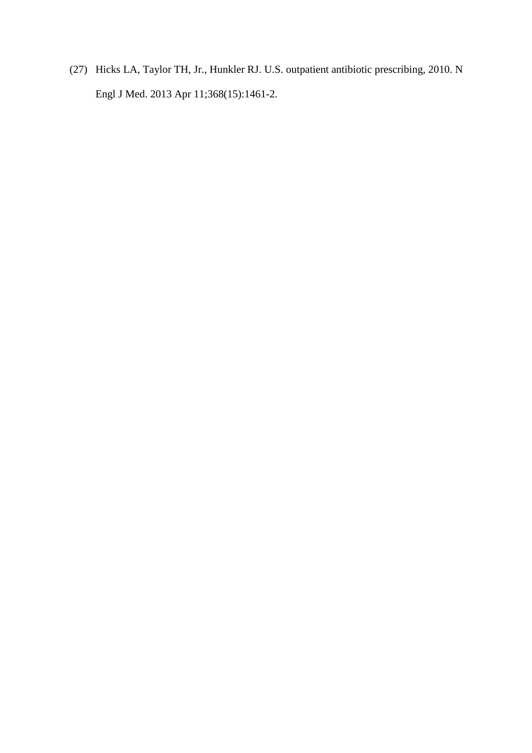(27) Hicks LA, Taylor TH, Jr., Hunkler RJ. U.S. outpatient antibiotic prescribing, 2010. N Engl J Med. 2013 Apr 11;368(15):1461-2.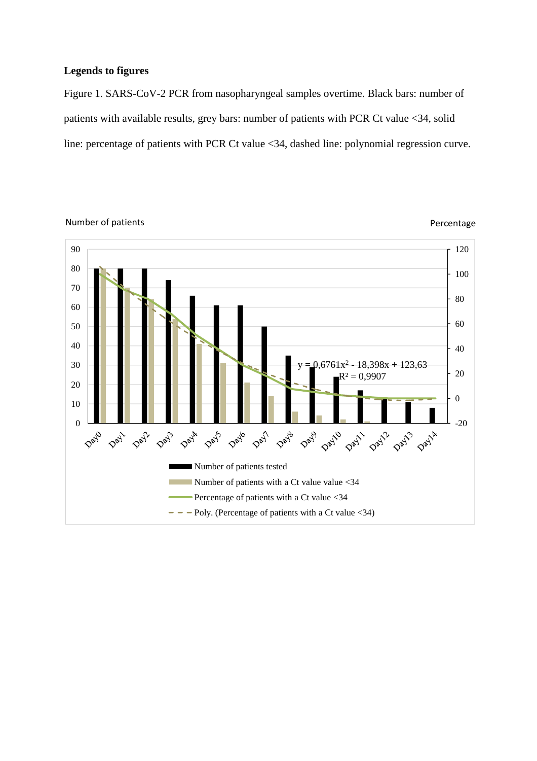**Legends to figures**

Figure 1. SARS-CoV-2 PCR from nasopharyngeal samples overtime. Black bars: number of patients with available results, grey bars: number of patients with PCR Ct value <34, solid line: percentage of patients with PCR Ct value <34, dashed line: polynomial regression curve.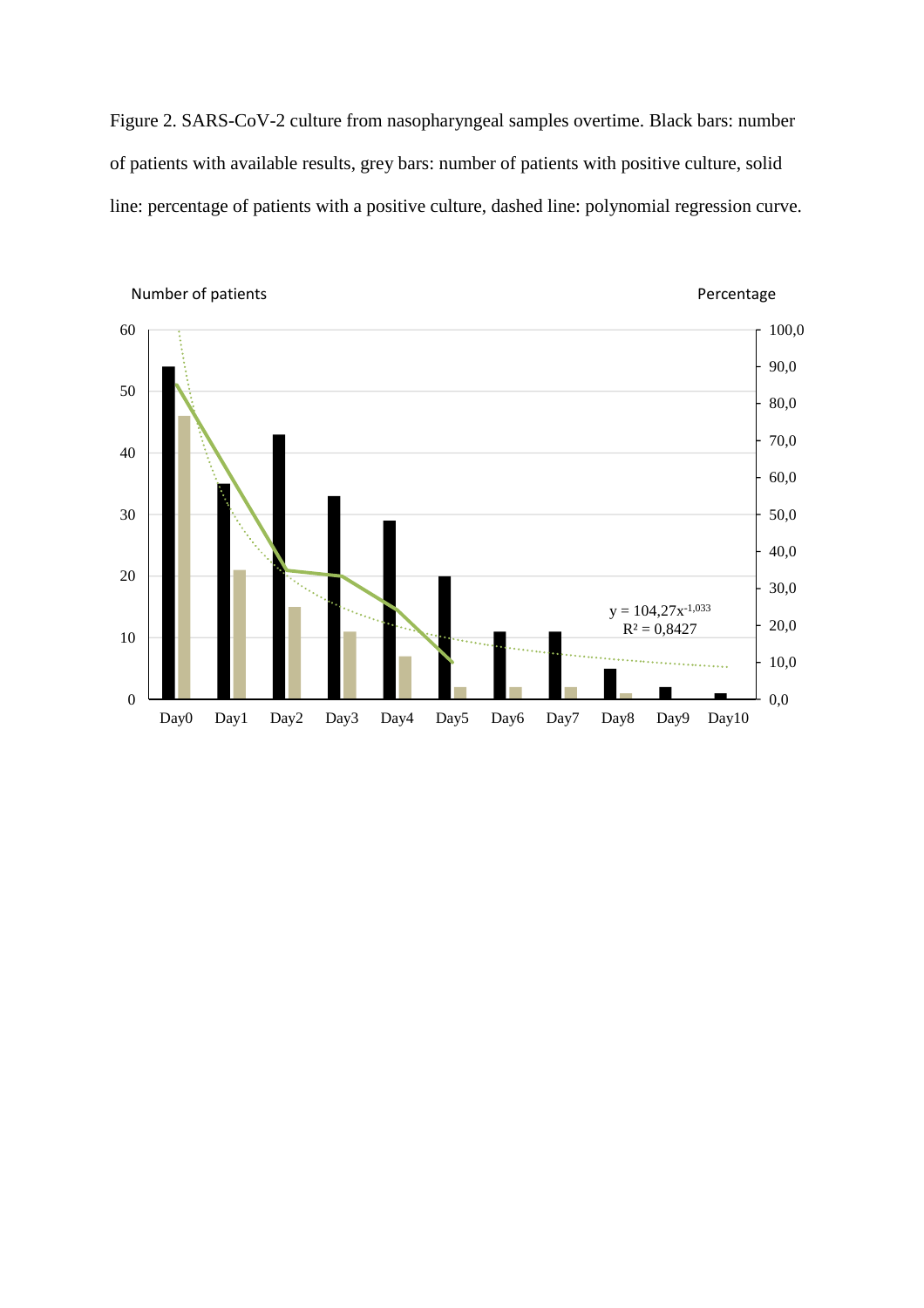Figure 2. SARS-CoV-2 culture from nasopharyngeal samples overtime. Black bars: number of patients with available results, grey bars: number of patients with positive culture, solid line: percentage of patients with a positive culture, dashed line: polynomial regression curve.

Number of patients

Percentage

$y = 104{,}27x^{-1{,}033}$

$R^2 = 0{,}8427$

Day0 Day1 Day2 Day3 Day4 Day5 Day6 Day7 Day8 Day9 Day10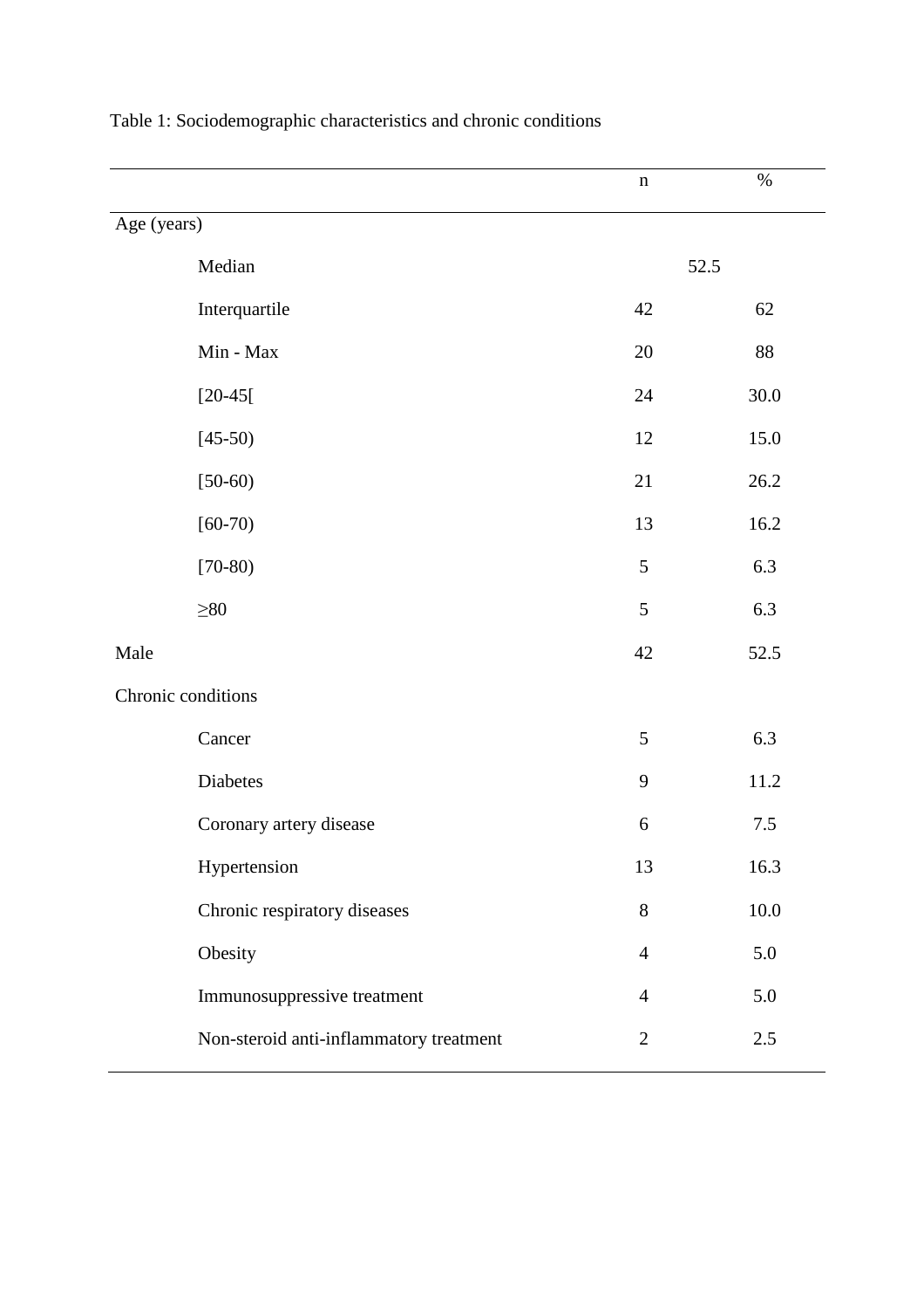Table 1: Sociodemographic characteristics and chronic conditions

| | n | % |
|---|---|---|
| Age (years) | | |
| Median | 52.5 | |
| Interquartile | 42 | 62 |
| Min - Max | 20 | 88 |
| [20-45[ | 24 | 30.0 |
| [45-50) | 12 | 15.0 |
| [50-60) | 21 | 26.2 |
| [60-70) | 13 | 16.2 |
| [70-80) | 5 | 6.3 |
| ≥80 | 5 | 6.3 |
| Male | 42 | 52.5 |
| Chronic conditions | | |
| Cancer | 5 | 6.3 |
| Diabetes | 9 | 11.2 |
| Coronary artery disease | 6 | 7.5 |
| Hypertension | 13 | 16.3 |
| Chronic respiratory diseases | 8 | 10.0 |
| Obesity | 4 | 5.0 |
| Immunosuppressive treatment | 4 | 5.0 |
| Non-steroid anti-inflammatory treatment | 2 | 2.5 |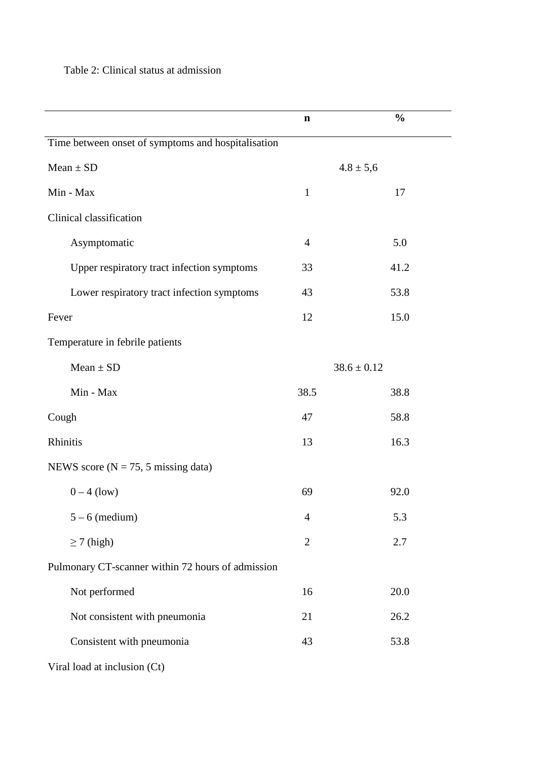Table 2: Clinical status at admission

| | n | % |
|---|---|---|
| Time between onset of symptoms and hospitalisation | | |
| Mean ± SD | 4.8 ± 5,6 | |
| Min - Max | 1 | 17 |
| Clinical classification | | |
| Asymptomatic | 4 | 5.0 |
| Upper respiratory tract infection symptoms | 33 | 41.2 |
| Lower respiratory tract infection symptoms | 43 | 53.8 |
| Fever | 12 | 15.0 |
| Temperature in febrile patients | | |
| Mean ± SD | 38.6 ± 0.12 | |
| Min - Max | 38.5 | 38.8 |
| Cough | 47 | 58.8 |
| Rhinitis | 13 | 16.3 |
| NEWS score (N = 75, 5 missing data) | | |
| 0 – 4 (low) | 69 | 92.0 |
| 5 – 6 (medium) | 4 | 5.3 |
| ≥ 7 (high) | 2 | 2.7 |
| Pulmonary CT-scanner within 72 hours of admission | | |
| Not performed | 16 | 20.0 |
| Not consistent with pneumonia | 21 | 26.2 |
| Consistent with pneumonia | 43 | 53.8 |
| Viral load at inclusion (Ct) | | |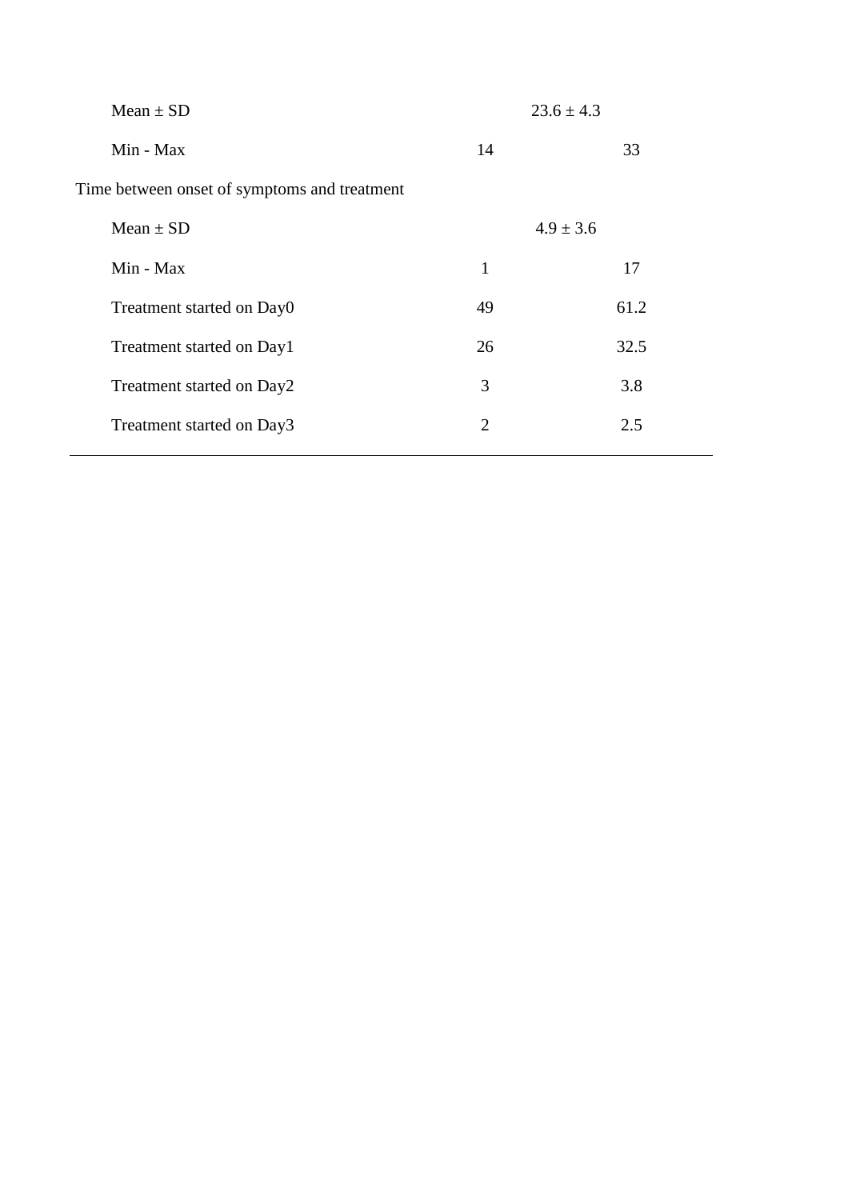| | | |
|---|---|---|
| Mean ± SD | 23.6 ± 4.3 | |
| Min - Max | 14 | 33 |
| Time between onset of symptoms and treatment | | |
| Mean ± SD | 4.9 ± 3.6 | |
| Min - Max | 1 | 17 |
| Treatment started on Day0 | 49 | 61.2 |
| Treatment started on Day1 | 26 | 32.5 |
| Treatment started on Day2 | 3 | 3.8 |
| Treatment started on Day3 | 2 | 2.5 |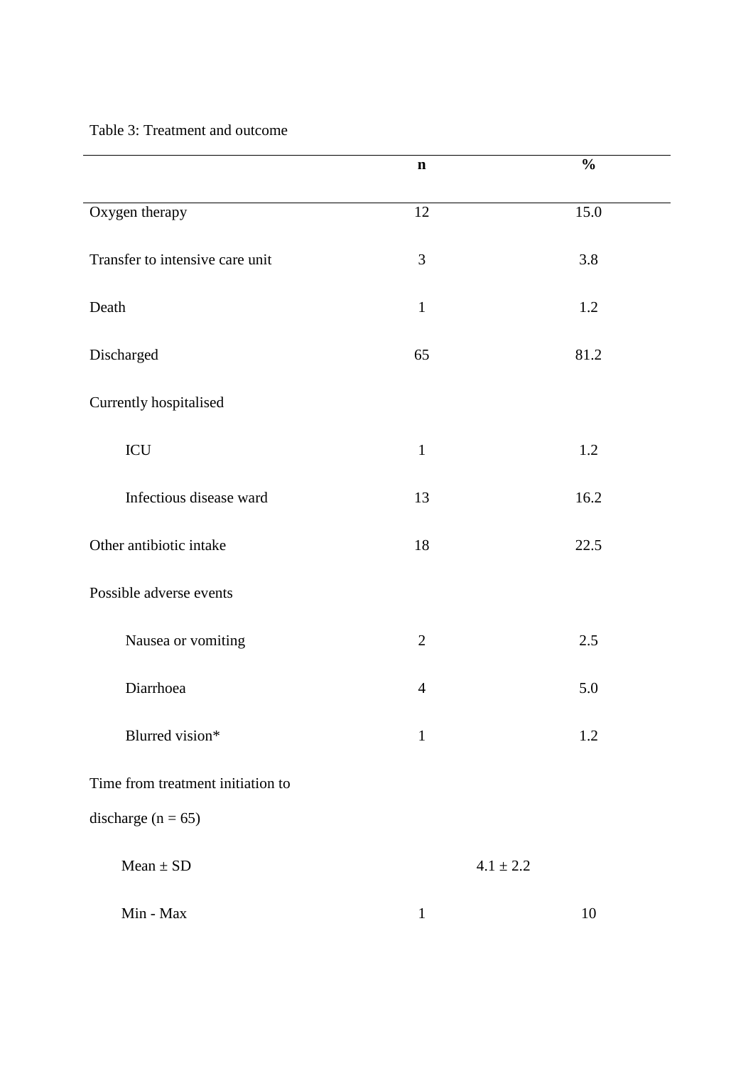Table 3: Treatment and outcome

| | n | % |
|---|---|---|
| Oxygen therapy | 12 | 15.0 |
| Transfer to intensive care unit | 3 | 3.8 |
| Death | 1 | 1.2 |
| Discharged | 65 | 81.2 |
| Currently hospitalised | | |
| ICU | 1 | 1.2 |
| Infectious disease ward | 13 | 16.2 |
| Other antibiotic intake | 18 | 22.5 |
| Possible adverse events | | |
| Nausea or vomiting | 2 | 2.5 |
| Diarrhoea | 4 | 5.0 |
| Blurred vision* | 1 | 1.2 |
| Time from treatment initiation to discharge (n = 65) | | |
| Mean ± SD | 4.1 ± 2.2 | |
| Min - Max | 1 | 10 |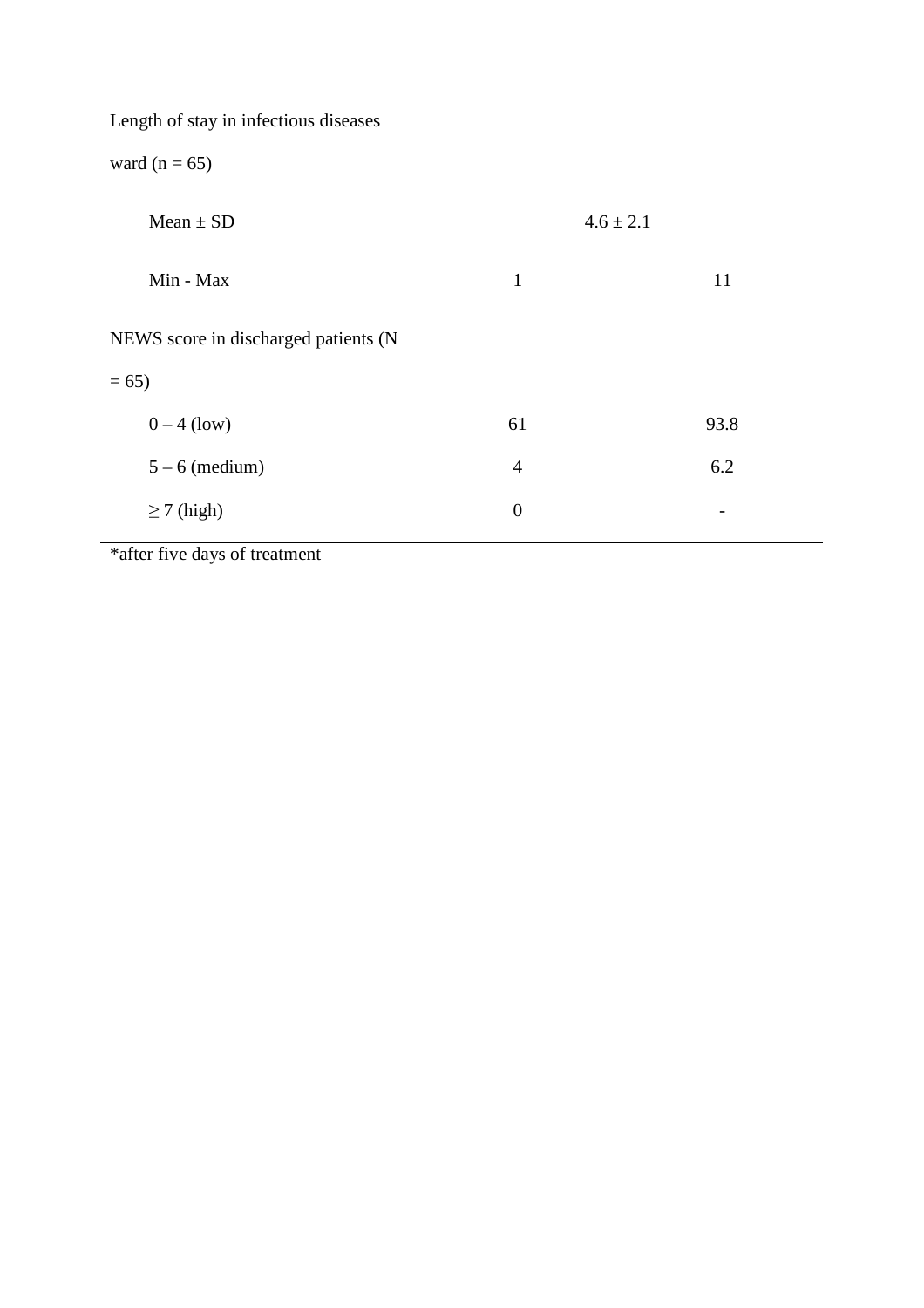| | | |
|---|---|---|
| Length of stay in infectious diseases ward (n = 65) | | |
| Mean ± SD | 4.6 ± 2.1 | |
| Min - Max | 1 | 11 |
| NEWS score in discharged patients (N = 65) | | |
| 0 – 4 (low) | 61 | 93.8 |
| 5 – 6 (medium) | 4 | 6.2 |
| ≥ 7 (high) | 0 | - |

*after five days of treatment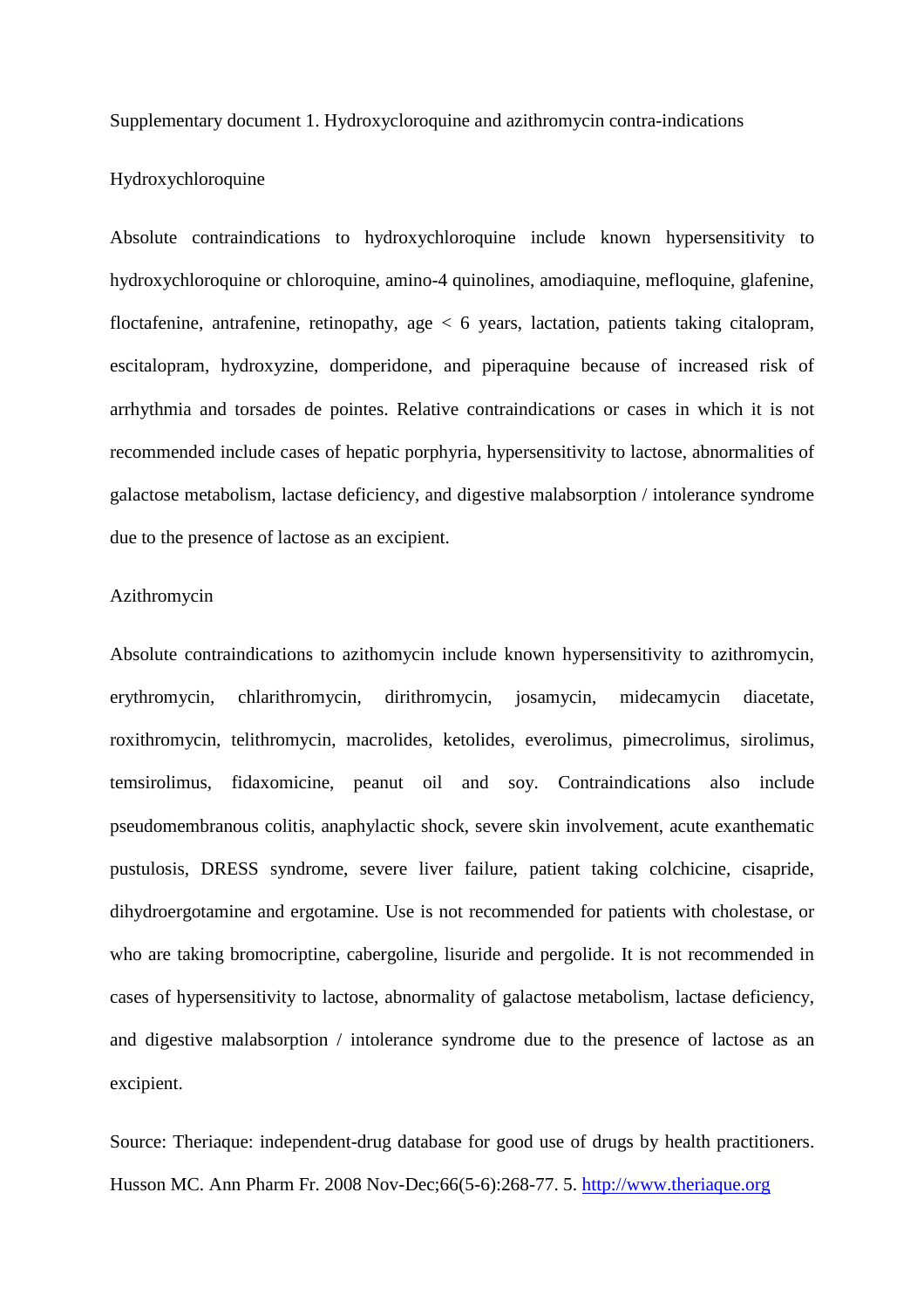Supplementary document 1. Hydroxycloroquine and azithromycin contra-indications

## Hydroxychloroquine

Absolute contraindications to hydroxychloroquine include known hypersensitivity to hydroxychloroquine or chloroquine, amino-4 quinolines, amodiaquine, mefloquine, glafenine, floctafenine, antrafenine, retinopathy, age < 6 years, lactation, patients taking citalopram, escitalopram, hydroxyzine, domperidone, and piperaquine because of increased risk of arrhythmia and torsades de pointes. Relative contraindications or cases in which it is not recommended include cases of hepatic porphyria, hypersensitivity to lactose, abnormalities of galactose metabolism, lactase deficiency, and digestive malabsorption / intolerance syndrome due to the presence of lactose as an excipient.

## Azithromycin

Absolute contraindications to azithomycin include known hypersensitivity to azithromycin, erythromycin, chlarithromycin, dirithromycin, josamycin, midecamycin diacetate, roxithromycin, telithromycin, macrolides, ketolides, everolimus, pimecrolimus, sirolimus, temsirolimus, fidaxomicine, peanut oil and soy. Contraindications also include pseudomembranous colitis, anaphylactic shock, severe skin involvement, acute exanthematic pustulosis, DRESS syndrome, severe liver failure, patient taking colchicine, cisapride, dihydroergotamine and ergotamine. Use is not recommended for patients with cholestase, or who are taking bromocriptine, cabergoline, lisuride and pergolide. It is not recommended in cases of hypersensitivity to lactose, abnormality of galactose metabolism, lactase deficiency, and digestive malabsorption / intolerance syndrome due to the presence of lactose as an excipient.

Source: Theriaque: independent-drug database for good use of drugs by health practitioners. Husson MC. Ann Pharm Fr. 2008 Nov-Dec;66(5-6):268-77. 5. http://www.theriaque.org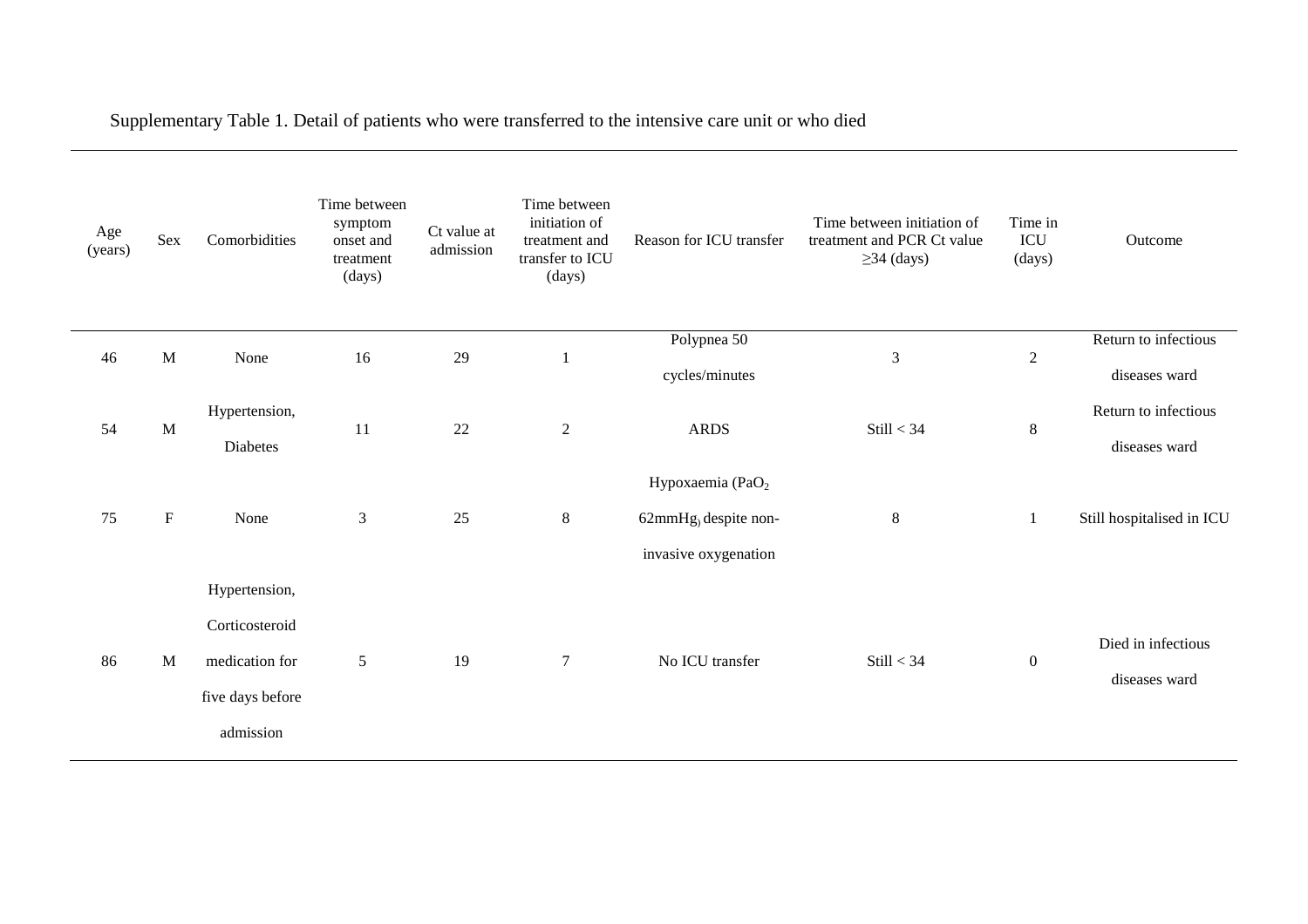Supplementary Table 1. Detail of patients who were transferred to the intensive care unit or who died

| Age (years) | Sex | Comorbidities | Time between symptom onset and treatment (days) | Ct value at admission | Time between initiation of treatment and transfer to ICU (days) | Reason for ICU transfer | Time between initiation of treatment and PCR Ct value ≥34 (days) | Time in ICU (days) | Outcome |
|---|---|---|---|---|---|---|---|---|---|
| 46 | M | None | 16 | 29 | 1 | Polypnea 50 cycles/minutes | 3 | 2 | Return to infectious diseases ward |
| 54 | M | Hypertension, Diabetes | 11 | 22 | 2 | ARDS | Still < 34 | 8 | Return to infectious diseases ward |
| 75 | F | None | 3 | 25 | 8 | Hypoxaemia ($PaO_2$ 62mmHg) despite non-invasive oxygenation | 8 | 1 | Still hospitalised in ICU |
| 86 | M | Hypertension, Corticosteroid medication for five days before admission | 5 | 19 | 7 | No ICU transfer | Still < 34 | 0 | Died in infectious diseases ward |